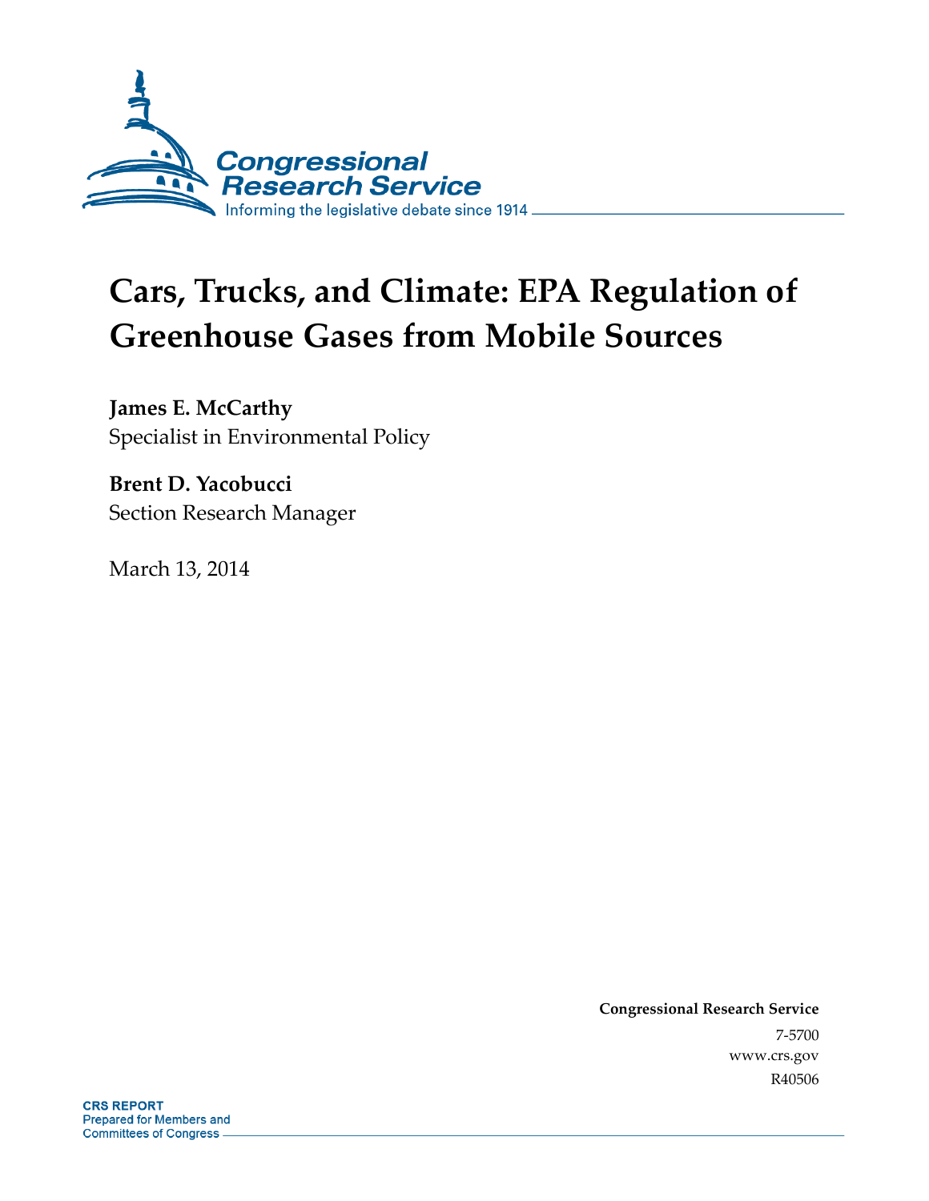Congressional Research Service

Informing the legislative debate since 1914

# Cars, Trucks, and Climate: EPA Regulation of Greenhouse Gases from Mobile Sources

**James E. McCarthy**
Specialist in Environmental Policy

**Brent D. Yacobucci**
Section Research Manager

March 13, 2014

**Congressional Research Service**
7-5700
www.crs.gov
R40506

**CRS REPORT**
Prepared for Members and
Committees of Congress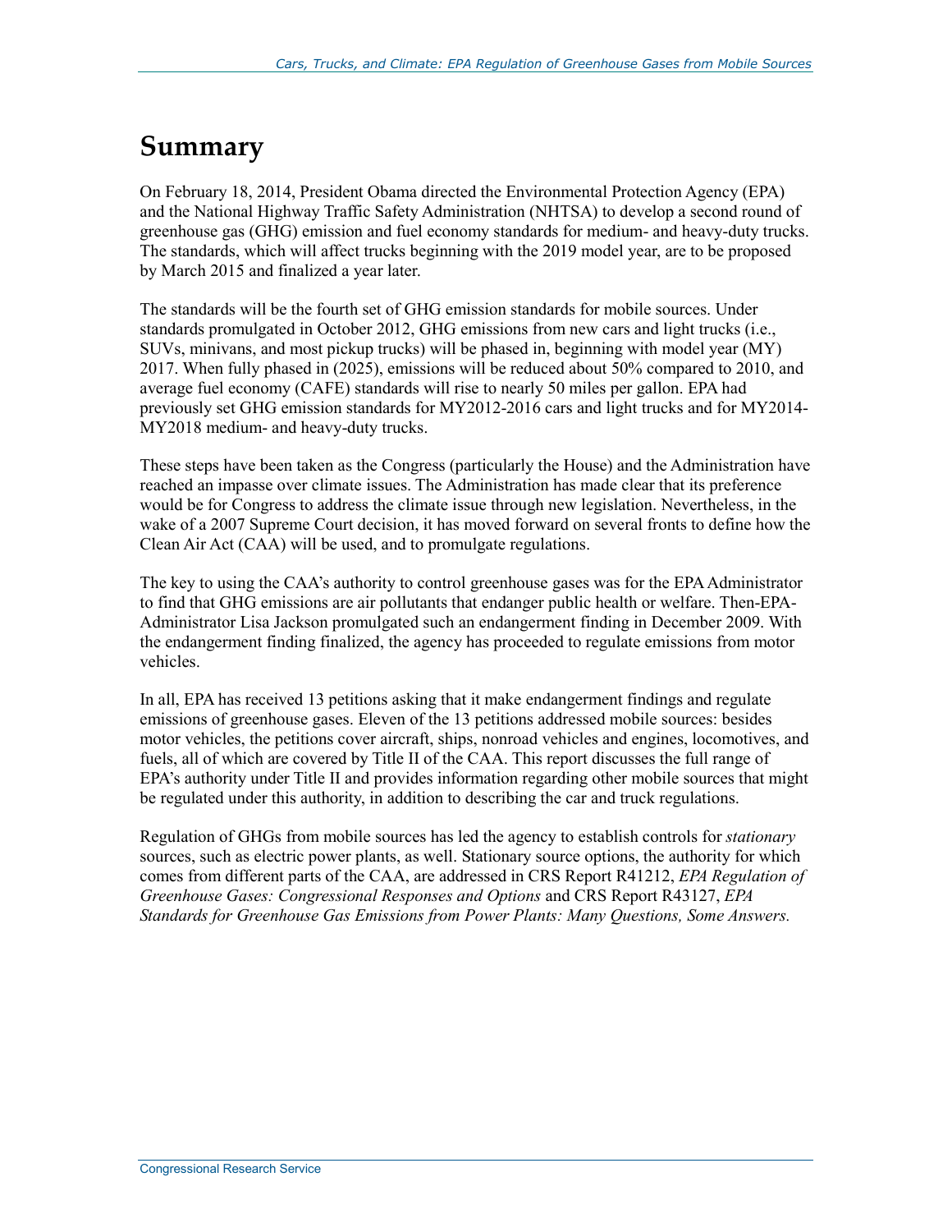# Summary

On February 18, 2014, President Obama directed the Environmental Protection Agency (EPA) and the National Highway Traffic Safety Administration (NHTSA) to develop a second round of greenhouse gas (GHG) emission and fuel economy standards for medium- and heavy-duty trucks. The standards, which will affect trucks beginning with the 2019 model year, are to be proposed by March 2015 and finalized a year later.

The standards will be the fourth set of GHG emission standards for mobile sources. Under standards promulgated in October 2012, GHG emissions from new cars and light trucks (i.e., SUVs, minivans, and most pickup trucks) will be phased in, beginning with model year (MY) 2017. When fully phased in (2025), emissions will be reduced about 50% compared to 2010, and average fuel economy (CAFE) standards will rise to nearly 50 miles per gallon. EPA had previously set GHG emission standards for MY2012-2016 cars and light trucks and for MY2014-MY2018 medium- and heavy-duty trucks.

These steps have been taken as the Congress (particularly the House) and the Administration have reached an impasse over climate issues. The Administration has made clear that its preference would be for Congress to address the climate issue through new legislation. Nevertheless, in the wake of a 2007 Supreme Court decision, it has moved forward on several fronts to define how the Clean Air Act (CAA) will be used, and to promulgate regulations.

The key to using the CAA's authority to control greenhouse gases was for the EPA Administrator to find that GHG emissions are air pollutants that endanger public health or welfare. Then-EPA-Administrator Lisa Jackson promulgated such an endangerment finding in December 2009. With the endangerment finding finalized, the agency has proceeded to regulate emissions from motor vehicles.

In all, EPA has received 13 petitions asking that it make endangerment findings and regulate emissions of greenhouse gases. Eleven of the 13 petitions addressed mobile sources: besides motor vehicles, the petitions cover aircraft, ships, nonroad vehicles and engines, locomotives, and fuels, all of which are covered by Title II of the CAA. This report discusses the full range of EPA's authority under Title II and provides information regarding other mobile sources that might be regulated under this authority, in addition to describing the car and truck regulations.

Regulation of GHGs from mobile sources has led the agency to establish controls for *stationary* sources, such as electric power plants, as well. Stationary source options, the authority for which comes from different parts of the CAA, are addressed in CRS Report R41212, *EPA Regulation of Greenhouse Gases: Congressional Responses and Options* and CRS Report R43127, *EPA Standards for Greenhouse Gas Emissions from Power Plants: Many Questions, Some Answers.*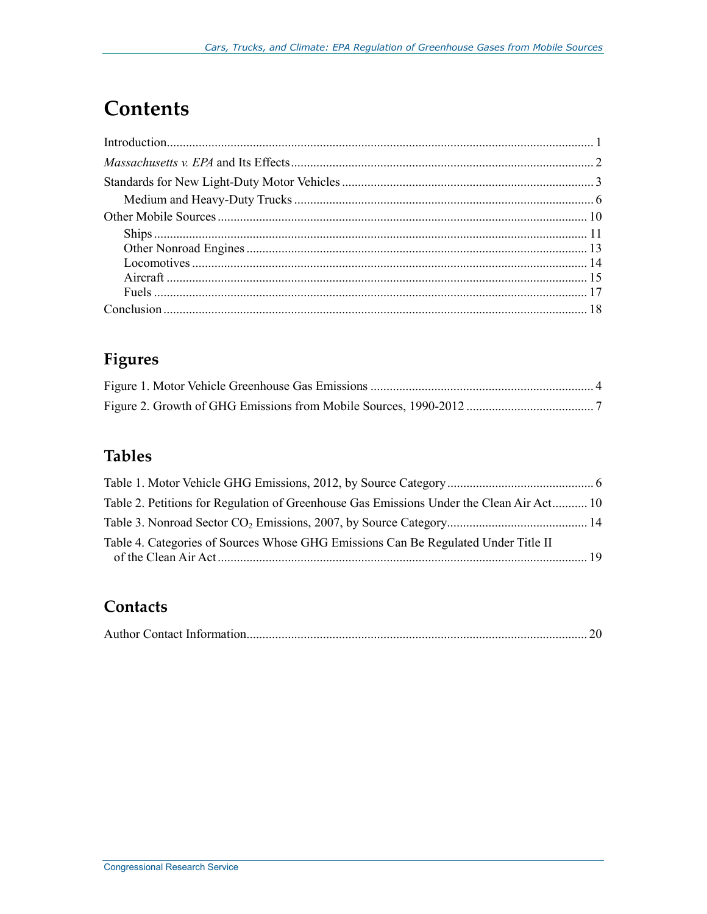# Contents

Introduction ..... 1

*Massachusetts v. EPA* and Its Effects ..... 2

Standards for New Light-Duty Motor Vehicles ..... 3

Medium and Heavy-Duty Trucks ..... 6

Other Mobile Sources ..... 10

Ships ..... 11

Other Nonroad Engines ..... 13

Locomotives ..... 14

Aircraft ..... 15

Fuels ..... 17

Conclusion ..... 18

## Figures

Figure 1. Motor Vehicle Greenhouse Gas Emissions ..... 4

Figure 2. Growth of GHG Emissions from Mobile Sources, 1990-2012 ..... 7

## Tables

Table 1. Motor Vehicle GHG Emissions, 2012, by Source Category ..... 6

Table 2. Petitions for Regulation of Greenhouse Gas Emissions Under the Clean Air Act ..... 10

Table 3. Nonroad Sector $CO_2$ Emissions, 2007, by Source Category ..... 14

Table 4. Categories of Sources Whose GHG Emissions Can Be Regulated Under Title II of the Clean Air Act ..... 19

## Contacts

Author Contact Information ..... 20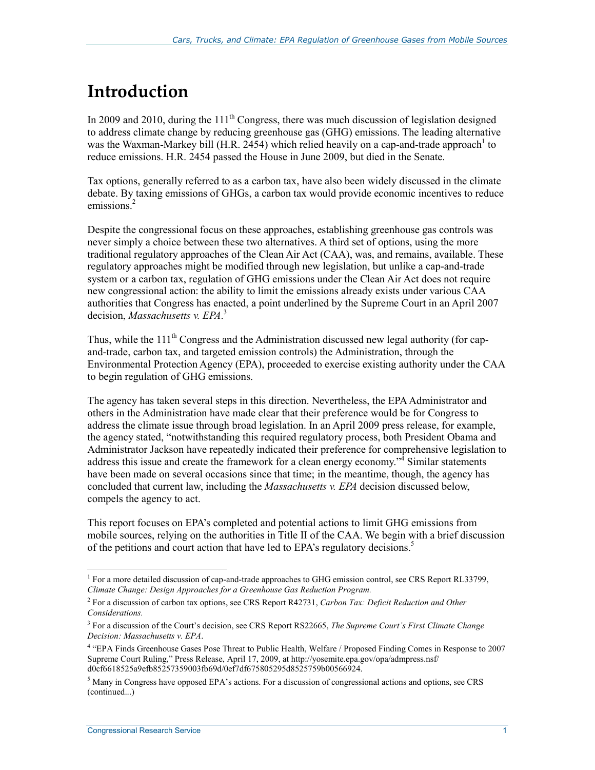# Introduction

In 2009 and 2010, during the 111th Congress, there was much discussion of legislation designed to address climate change by reducing greenhouse gas (GHG) emissions. The leading alternative was the Waxman-Markey bill (H.R. 2454) which relied heavily on a cap-and-trade approach[1] to reduce emissions. H.R. 2454 passed the House in June 2009, but died in the Senate.

Tax options, generally referred to as a carbon tax, have also been widely discussed in the climate debate. By taxing emissions of GHGs, a carbon tax would provide economic incentives to reduce emissions.[2]

Despite the congressional focus on these approaches, establishing greenhouse gas controls was never simply a choice between these two alternatives. A third set of options, using the more traditional regulatory approaches of the Clean Air Act (CAA), was, and remains, available. These regulatory approaches might be modified through new legislation, but unlike a cap-and-trade system or a carbon tax, regulation of GHG emissions under the Clean Air Act does not require new congressional action: the ability to limit the emissions already exists under various CAA authorities that Congress has enacted, a point underlined by the Supreme Court in an April 2007 decision, *Massachusetts v. EPA*.[3]

Thus, while the 111th Congress and the Administration discussed new legal authority (for cap-and-trade, carbon tax, and targeted emission controls) the Administration, through the Environmental Protection Agency (EPA), proceeded to exercise existing authority under the CAA to begin regulation of GHG emissions.

The agency has taken several steps in this direction. Nevertheless, the EPA Administrator and others in the Administration have made clear that their preference would be for Congress to address the climate issue through broad legislation. In an April 2009 press release, for example, the agency stated, "notwithstanding this required regulatory process, both President Obama and Administrator Jackson have repeatedly indicated their preference for comprehensive legislation to address this issue and create the framework for a clean energy economy."[4] Similar statements have been made on several occasions since that time; in the meantime, though, the agency has concluded that current law, including the *Massachusetts v. EPA* decision discussed below, compels the agency to act.

This report focuses on EPA's completed and potential actions to limit GHG emissions from mobile sources, relying on the authorities in Title II of the CAA. We begin with a brief discussion of the petitions and court action that have led to EPA's regulatory decisions.[5]

---

[1] For a more detailed discussion of cap-and-trade approaches to GHG emission control, see CRS Report RL33799, *Climate Change: Design Approaches for a Greenhouse Gas Reduction Program.*

[2] For a discussion of carbon tax options, see CRS Report R42731, *Carbon Tax: Deficit Reduction and Other Considerations.*

[3] For a discussion of the Court's decision, see CRS Report RS22665, *The Supreme Court's First Climate Change Decision: Massachusetts v. EPA*.

[4] "EPA Finds Greenhouse Gases Pose Threat to Public Health, Welfare / Proposed Finding Comes in Response to 2007 Supreme Court Ruling," Press Release, April 17, 2009, at http://yosemite.epa.gov/opa/admpress.nsf/d0cf6618525a9efb85257359003fb69d/0ef7df675805295d8525759b00566924.

[5] Many in Congress have opposed EPA's actions. For a discussion of congressional actions and options, see CRS (continued...)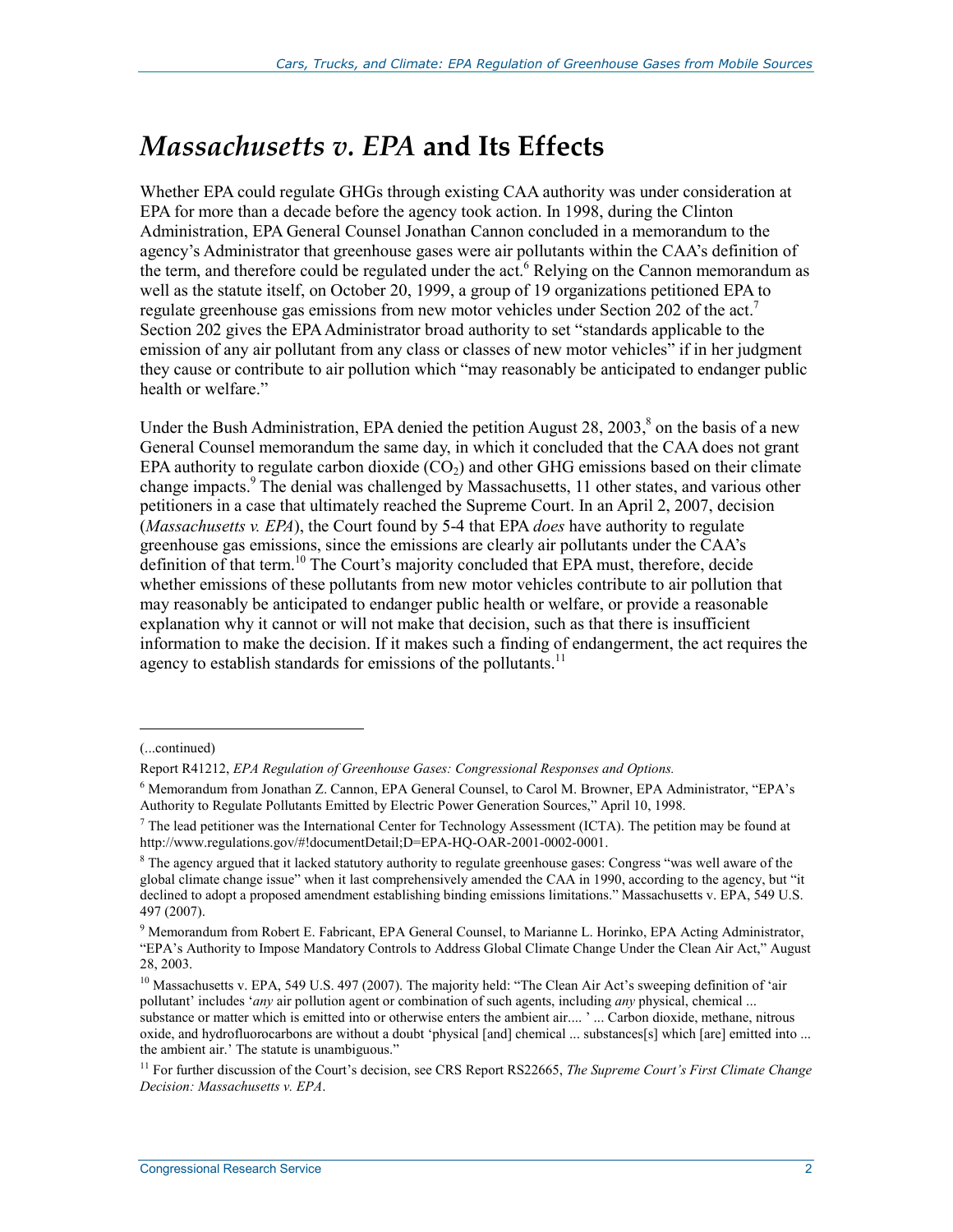## *Massachusetts v. EPA* and Its Effects

Whether EPA could regulate GHGs through existing CAA authority was under consideration at EPA for more than a decade before the agency took action. In 1998, during the Clinton Administration, EPA General Counsel Jonathan Cannon concluded in a memorandum to the agency's Administrator that greenhouse gases were air pollutants within the CAA's definition of the term, and therefore could be regulated under the act.[6] Relying on the Cannon memorandum as well as the statute itself, on October 20, 1999, a group of 19 organizations petitioned EPA to regulate greenhouse gas emissions from new motor vehicles under Section 202 of the act.[7] Section 202 gives the EPA Administrator broad authority to set "standards applicable to the emission of any air pollutant from any class or classes of new motor vehicles" if in her judgment they cause or contribute to air pollution which "may reasonably be anticipated to endanger public health or welfare."

Under the Bush Administration, EPA denied the petition August 28, 2003,[8] on the basis of a new General Counsel memorandum the same day, in which it concluded that the CAA does not grant EPA authority to regulate carbon dioxide ($CO_2$) and other GHG emissions based on their climate change impacts.[9] The denial was challenged by Massachusetts, 11 other states, and various other petitioners in a case that ultimately reached the Supreme Court. In an April 2, 2007, decision (*Massachusetts v. EPA*), the Court found by 5-4 that EPA *does* have authority to regulate greenhouse gas emissions, since the emissions are clearly air pollutants under the CAA's definition of that term.[10] The Court's majority concluded that EPA must, therefore, decide whether emissions of these pollutants from new motor vehicles contribute to air pollution that may reasonably be anticipated to endanger public health or welfare, or provide a reasonable explanation why it cannot or will not make that decision, such as that there is insufficient information to make the decision. If it makes such a finding of endangerment, the act requires the agency to establish standards for emissions of the pollutants.[11]

---

(...continued)

Report R41212, *EPA Regulation of Greenhouse Gases: Congressional Responses and Options.*

[6] Memorandum from Jonathan Z. Cannon, EPA General Counsel, to Carol M. Browner, EPA Administrator, "EPA's Authority to Regulate Pollutants Emitted by Electric Power Generation Sources," April 10, 1998.

[7] The lead petitioner was the International Center for Technology Assessment (ICTA). The petition may be found at http://www.regulations.gov/#!documentDetail;D=EPA-HQ-OAR-2001-0002-0001.

[8] The agency argued that it lacked statutory authority to regulate greenhouse gases: Congress "was well aware of the global climate change issue" when it last comprehensively amended the CAA in 1990, according to the agency, but "it declined to adopt a proposed amendment establishing binding emissions limitations." Massachusetts v. EPA, 549 U.S. 497 (2007).

[9] Memorandum from Robert E. Fabricant, EPA General Counsel, to Marianne L. Horinko, EPA Acting Administrator, "EPA's Authority to Impose Mandatory Controls to Address Global Climate Change Under the Clean Air Act," August 28, 2003.

[10] Massachusetts v. EPA, 549 U.S. 497 (2007). The majority held: "The Clean Air Act's sweeping definition of 'air pollutant' includes '*any* air pollution agent or combination of such agents, including *any* physical, chemical ... substance or matter which is emitted into or otherwise enters the ambient air.... ' ... Carbon dioxide, methane, nitrous oxide, and hydrofluorocarbons are without a doubt 'physical [and] chemical ... substances[s] which [are] emitted into ... the ambient air.' The statute is unambiguous."

[11] For further discussion of the Court's decision, see CRS Report RS22665, *The Supreme Court's First Climate Change Decision: Massachusetts v. EPA*.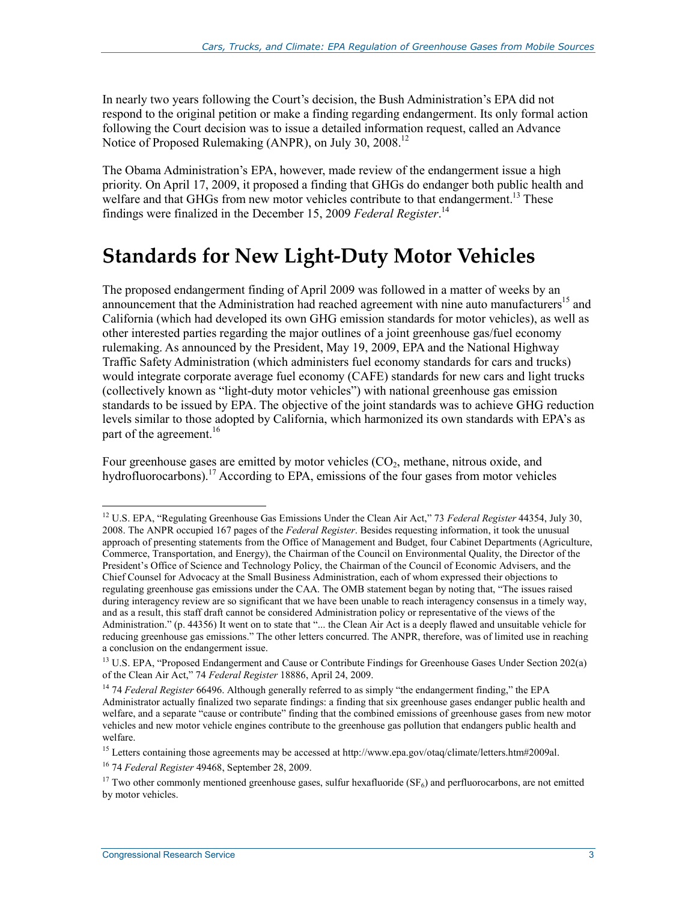In nearly two years following the Court's decision, the Bush Administration's EPA did not respond to the original petition or make a finding regarding endangerment. Its only formal action following the Court decision was to issue a detailed information request, called an Advance Notice of Proposed Rulemaking (ANPR), on July 30, 2008.[12]

The Obama Administration's EPA, however, made review of the endangerment issue a high priority. On April 17, 2009, it proposed a finding that GHGs do endanger both public health and welfare and that GHGs from new motor vehicles contribute to that endangerment.[13] These findings were finalized in the December 15, 2009 *Federal Register*.[14]

# Standards for New Light-Duty Motor Vehicles

The proposed endangerment finding of April 2009 was followed in a matter of weeks by an announcement that the Administration had reached agreement with nine auto manufacturers[15] and California (which had developed its own GHG emission standards for motor vehicles), as well as other interested parties regarding the major outlines of a joint greenhouse gas/fuel economy rulemaking. As announced by the President, May 19, 2009, EPA and the National Highway Traffic Safety Administration (which administers fuel economy standards for cars and trucks) would integrate corporate average fuel economy (CAFE) standards for new cars and light trucks (collectively known as "light-duty motor vehicles") with national greenhouse gas emission standards to be issued by EPA. The objective of the joint standards was to achieve GHG reduction levels similar to those adopted by California, which harmonized its own standards with EPA's as part of the agreement.[16]

Four greenhouse gases are emitted by motor vehicles ($CO_2$, methane, nitrous oxide, and hydrofluorocarbons).[17] According to EPA, emissions of the four gases from motor vehicles

---

[12] U.S. EPA, "Regulating Greenhouse Gas Emissions Under the Clean Air Act," 73 *Federal Register* 44354, July 30, 2008. The ANPR occupied 167 pages of the *Federal Register*. Besides requesting information, it took the unusual approach of presenting statements from the Office of Management and Budget, four Cabinet Departments (Agriculture, Commerce, Transportation, and Energy), the Chairman of the Council on Environmental Quality, the Director of the President's Office of Science and Technology Policy, the Chairman of the Council of Economic Advisers, and the Chief Counsel for Advocacy at the Small Business Administration, each of whom expressed their objections to regulating greenhouse gas emissions under the CAA. The OMB statement began by noting that, "The issues raised during interagency review are so significant that we have been unable to reach interagency consensus in a timely way, and as a result, this staff draft cannot be considered Administration policy or representative of the views of the Administration." (p. 44356) It went on to state that "... the Clean Air Act is a deeply flawed and unsuitable vehicle for reducing greenhouse gas emissions." The other letters concurred. The ANPR, therefore, was of limited use in reaching a conclusion on the endangerment issue.

[13] U.S. EPA, "Proposed Endangerment and Cause or Contribute Findings for Greenhouse Gases Under Section 202(a) of the Clean Air Act," 74 *Federal Register* 18886, April 24, 2009.

[14] 74 *Federal Register* 66496. Although generally referred to as simply "the endangerment finding," the EPA Administrator actually finalized two separate findings: a finding that six greenhouse gases endanger public health and welfare, and a separate "cause or contribute" finding that the combined emissions of greenhouse gases from new motor vehicles and new motor vehicle engines contribute to the greenhouse gas pollution that endangers public health and welfare.

[15] Letters containing those agreements may be accessed at http://www.epa.gov/otaq/climate/letters.htm#2009al.

[16] 74 *Federal Register* 49468, September 28, 2009.

[17] Two other commonly mentioned greenhouse gases, sulfur hexafluoride ($SF_6$) and perfluorocarbons, are not emitted by motor vehicles.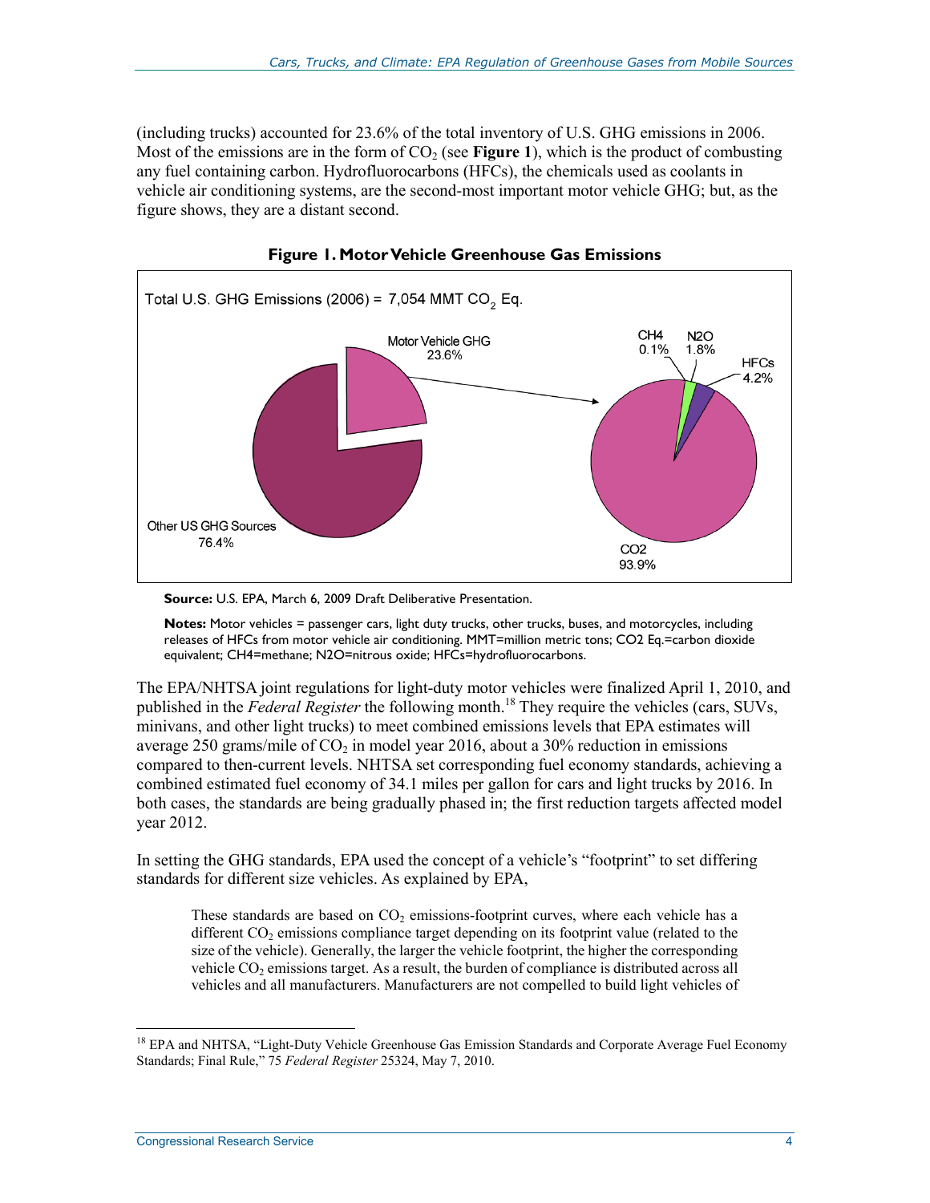(including trucks) accounted for 23.6% of the total inventory of U.S. GHG emissions in 2006. Most of the emissions are in the form of $CO_2$ (see **Figure 1**), which is the product of combusting any fuel containing carbon. Hydrofluorocarbons (HFCs), the chemicals used as coolants in vehicle air conditioning systems, are the second-most important motor vehicle GHG; but, as the figure shows, they are a distant second.

**Figure 1. Motor Vehicle Greenhouse Gas Emissions**

Total U.S. GHG Emissions (2006) = 7,054 MMT $CO_2$ Eq.

Motor Vehicle GHG 23.6%

Other US GHG Sources 76.4%

CH4 0.1%

N2O 1.8%

HFCs 4.2%

CO2 93.9%

**Source:** U.S. EPA, March 6, 2009 Draft Deliberative Presentation.

**Notes:** Motor vehicles = passenger cars, light duty trucks, other trucks, buses, and motorcycles, including releases of HFCs from motor vehicle air conditioning. MMT=million metric tons; CO2 Eq.=carbon dioxide equivalent; CH4=methane; N2O=nitrous oxide; HFCs=hydrofluorocarbons.

The EPA/NHTSA joint regulations for light-duty motor vehicles were finalized April 1, 2010, and published in the *Federal Register* the following month.[18] They require the vehicles (cars, SUVs, minivans, and other light trucks) to meet combined emissions levels that EPA estimates will average 250 grams/mile of $CO_2$ in model year 2016, about a 30% reduction in emissions compared to then-current levels. NHTSA set corresponding fuel economy standards, achieving a combined estimated fuel economy of 34.1 miles per gallon for cars and light trucks by 2016. In both cases, the standards are being gradually phased in; the first reduction targets affected model year 2012.

In setting the GHG standards, EPA used the concept of a vehicle's "footprint" to set differing standards for different size vehicles. As explained by EPA,

> These standards are based on $CO_2$ emissions-footprint curves, where each vehicle has a different $CO_2$ emissions compliance target depending on its footprint value (related to the size of the vehicle). Generally, the larger the vehicle footprint, the higher the corresponding vehicle $CO_2$ emissions target. As a result, the burden of compliance is distributed across all vehicles and all manufacturers. Manufacturers are not compelled to build light vehicles of

[18] EPA and NHTSA, "Light-Duty Vehicle Greenhouse Gas Emission Standards and Corporate Average Fuel Economy Standards; Final Rule," 75 *Federal Register* 25324, May 7, 2010.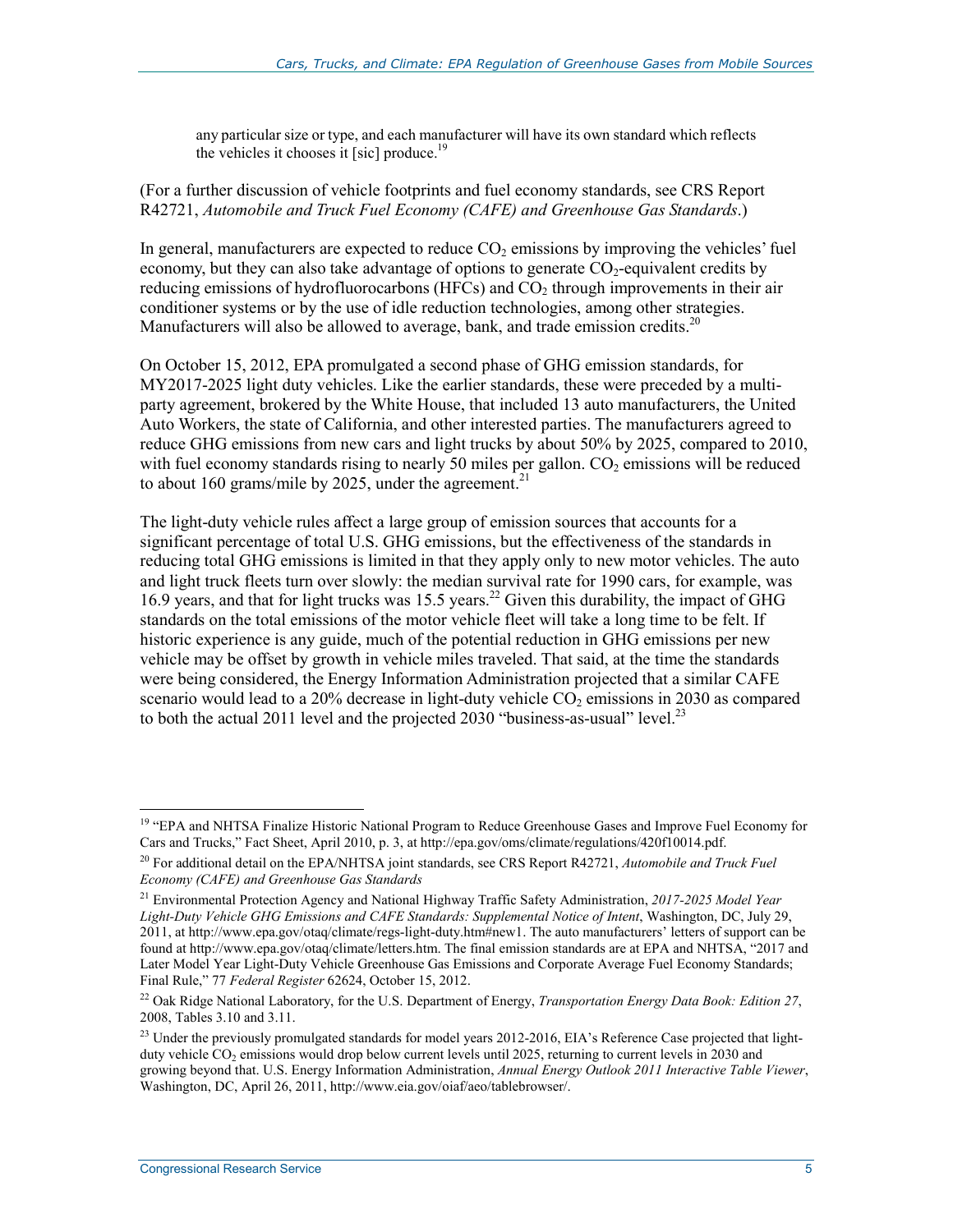any particular size or type, and each manufacturer will have its own standard which reflects the vehicles it chooses it [sic] produce.[19]

(For a further discussion of vehicle footprints and fuel economy standards, see CRS Report R42721, *Automobile and Truck Fuel Economy (CAFE) and Greenhouse Gas Standards*.)

In general, manufacturers are expected to reduce $CO_2$ emissions by improving the vehicles' fuel economy, but they can also take advantage of options to generate $CO_2$-equivalent credits by reducing emissions of hydrofluorocarbons (HFCs) and $CO_2$ through improvements in their air conditioner systems or by the use of idle reduction technologies, among other strategies. Manufacturers will also be allowed to average, bank, and trade emission credits.[20]

On October 15, 2012, EPA promulgated a second phase of GHG emission standards, for MY2017-2025 light duty vehicles. Like the earlier standards, these were preceded by a multi-party agreement, brokered by the White House, that included 13 auto manufacturers, the United Auto Workers, the state of California, and other interested parties. The manufacturers agreed to reduce GHG emissions from new cars and light trucks by about 50% by 2025, compared to 2010, with fuel economy standards rising to nearly 50 miles per gallon. $CO_2$ emissions will be reduced to about 160 grams/mile by 2025, under the agreement.[21]

The light-duty vehicle rules affect a large group of emission sources that accounts for a significant percentage of total U.S. GHG emissions, but the effectiveness of the standards in reducing total GHG emissions is limited in that they apply only to new motor vehicles. The auto and light truck fleets turn over slowly: the median survival rate for 1990 cars, for example, was 16.9 years, and that for light trucks was 15.5 years.[22] Given this durability, the impact of GHG standards on the total emissions of the motor vehicle fleet will take a long time to be felt. If historic experience is any guide, much of the potential reduction in GHG emissions per new vehicle may be offset by growth in vehicle miles traveled. That said, at the time the standards were being considered, the Energy Information Administration projected that a similar CAFE scenario would lead to a 20% decrease in light-duty vehicle $CO_2$ emissions in 2030 as compared to both the actual 2011 level and the projected 2030 "business-as-usual" level.[23]

---

[19] "EPA and NHTSA Finalize Historic National Program to Reduce Greenhouse Gases and Improve Fuel Economy for Cars and Trucks," Fact Sheet, April 2010, p. 3, at http://epa.gov/oms/climate/regulations/420f10014.pdf.

[20] For additional detail on the EPA/NHTSA joint standards, see CRS Report R42721, *Automobile and Truck Fuel Economy (CAFE) and Greenhouse Gas Standards*

[21] Environmental Protection Agency and National Highway Traffic Safety Administration, *2017-2025 Model Year Light-Duty Vehicle GHG Emissions and CAFE Standards: Supplemental Notice of Intent*, Washington, DC, July 29, 2011, at http://www.epa.gov/otaq/climate/regs-light-duty.htm#new1. The auto manufacturers' letters of support can be found at http://www.epa.gov/otaq/climate/letters.htm. The final emission standards are at EPA and NHTSA, "2017 and Later Model Year Light-Duty Vehicle Greenhouse Gas Emissions and Corporate Average Fuel Economy Standards; Final Rule," 77 *Federal Register* 62624, October 15, 2012.

[22] Oak Ridge National Laboratory, for the U.S. Department of Energy, *Transportation Energy Data Book: Edition 27*, 2008, Tables 3.10 and 3.11.

[23] Under the previously promulgated standards for model years 2012-2016, EIA's Reference Case projected that light-duty vehicle $CO_2$ emissions would drop below current levels until 2025, returning to current levels in 2030 and growing beyond that. U.S. Energy Information Administration, *Annual Energy Outlook 2011 Interactive Table Viewer*, Washington, DC, April 26, 2011, http://www.eia.gov/oiaf/aeo/tablebrowser/.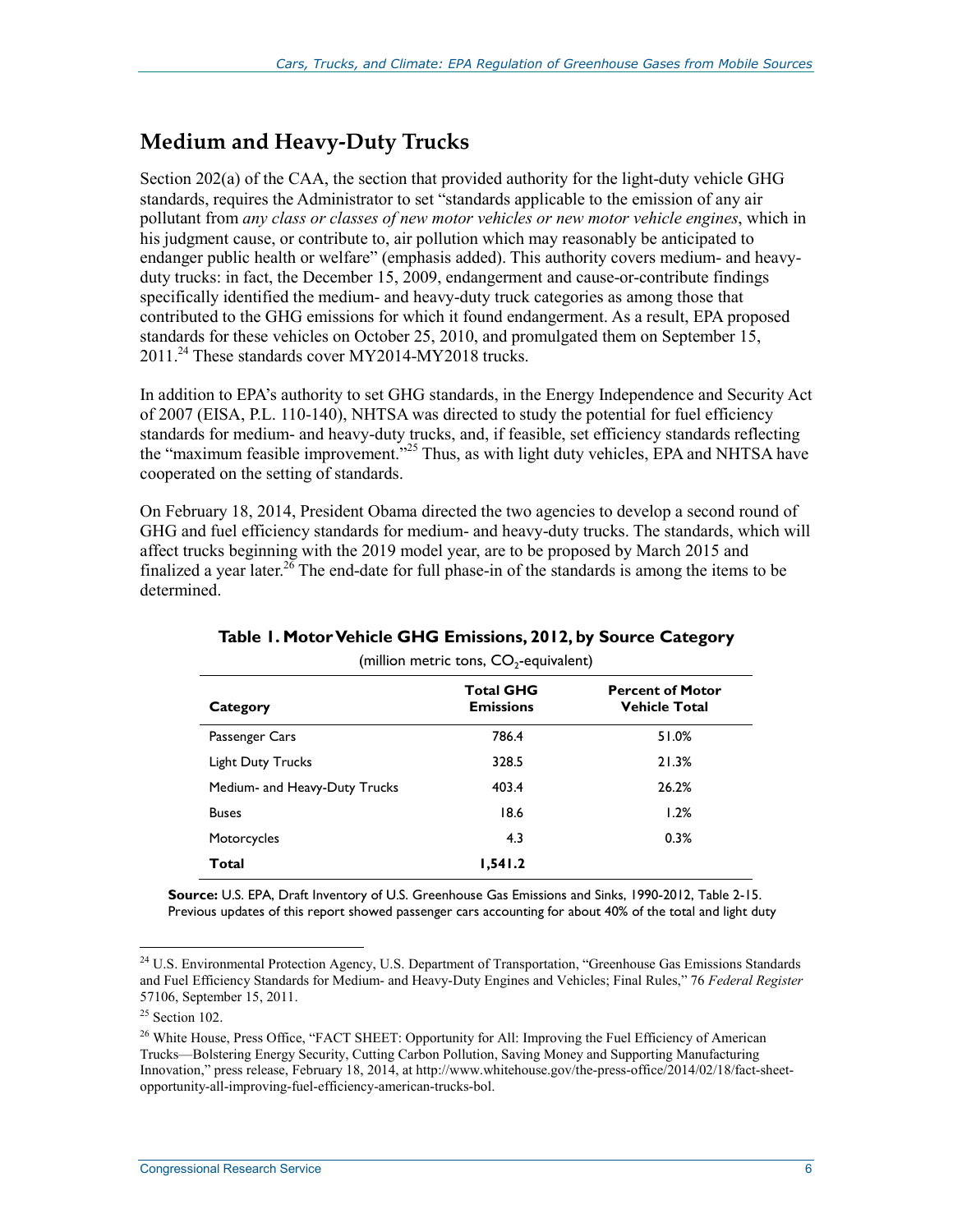## Medium and Heavy-Duty Trucks

Section 202(a) of the CAA, the section that provided authority for the light-duty vehicle GHG standards, requires the Administrator to set "standards applicable to the emission of any air pollutant from *any class or classes of new motor vehicles or new motor vehicle engines*, which in his judgment cause, or contribute to, air pollution which may reasonably be anticipated to endanger public health or welfare" (emphasis added). This authority covers medium- and heavy-duty trucks: in fact, the December 15, 2009, endangerment and cause-or-contribute findings specifically identified the medium- and heavy-duty truck categories as among those that contributed to the GHG emissions for which it found endangerment. As a result, EPA proposed standards for these vehicles on October 25, 2010, and promulgated them on September 15, 2011.[24] These standards cover MY2014-MY2018 trucks.

In addition to EPA's authority to set GHG standards, in the Energy Independence and Security Act of 2007 (EISA, P.L. 110-140), NHTSA was directed to study the potential for fuel efficiency standards for medium- and heavy-duty trucks, and, if feasible, set efficiency standards reflecting the "maximum feasible improvement."[25] Thus, as with light duty vehicles, EPA and NHTSA have cooperated on the setting of standards.

On February 18, 2014, President Obama directed the two agencies to develop a second round of GHG and fuel efficiency standards for medium- and heavy-duty trucks. The standards, which will affect trucks beginning with the 2019 model year, are to be proposed by March 2015 and finalized a year later.[26] The end-date for full phase-in of the standards is among the items to be determined.

**Table 1. Motor Vehicle GHG Emissions, 2012, by Source Category**

(million metric tons, $CO_2$-equivalent)

| Category | Total GHG Emissions | Percent of Motor Vehicle Total |
|---|---|---|
| Passenger Cars | 786.4 | 51.0% |
| Light Duty Trucks | 328.5 | 21.3% |
| Medium- and Heavy-Duty Trucks | 403.4 | 26.2% |
| Buses | 18.6 | 1.2% |
| Motorcycles | 4.3 | 0.3% |
| **Total** | **1,541.2** | |

**Source:** U.S. EPA, Draft Inventory of U.S. Greenhouse Gas Emissions and Sinks, 1990-2012, Table 2-15. Previous updates of this report showed passenger cars accounting for about 40% of the total and light duty

---

[24] U.S. Environmental Protection Agency, U.S. Department of Transportation, "Greenhouse Gas Emissions Standards and Fuel Efficiency Standards for Medium- and Heavy-Duty Engines and Vehicles; Final Rules," 76 *Federal Register* 57106, September 15, 2011.

[25] Section 102.

[26] White House, Press Office, "FACT SHEET: Opportunity for All: Improving the Fuel Efficiency of American Trucks—Bolstering Energy Security, Cutting Carbon Pollution, Saving Money and Supporting Manufacturing Innovation," press release, February 18, 2014, at http://www.whitehouse.gov/the-press-office/2014/02/18/fact-sheet-opportunity-all-improving-fuel-efficiency-american-trucks-bol.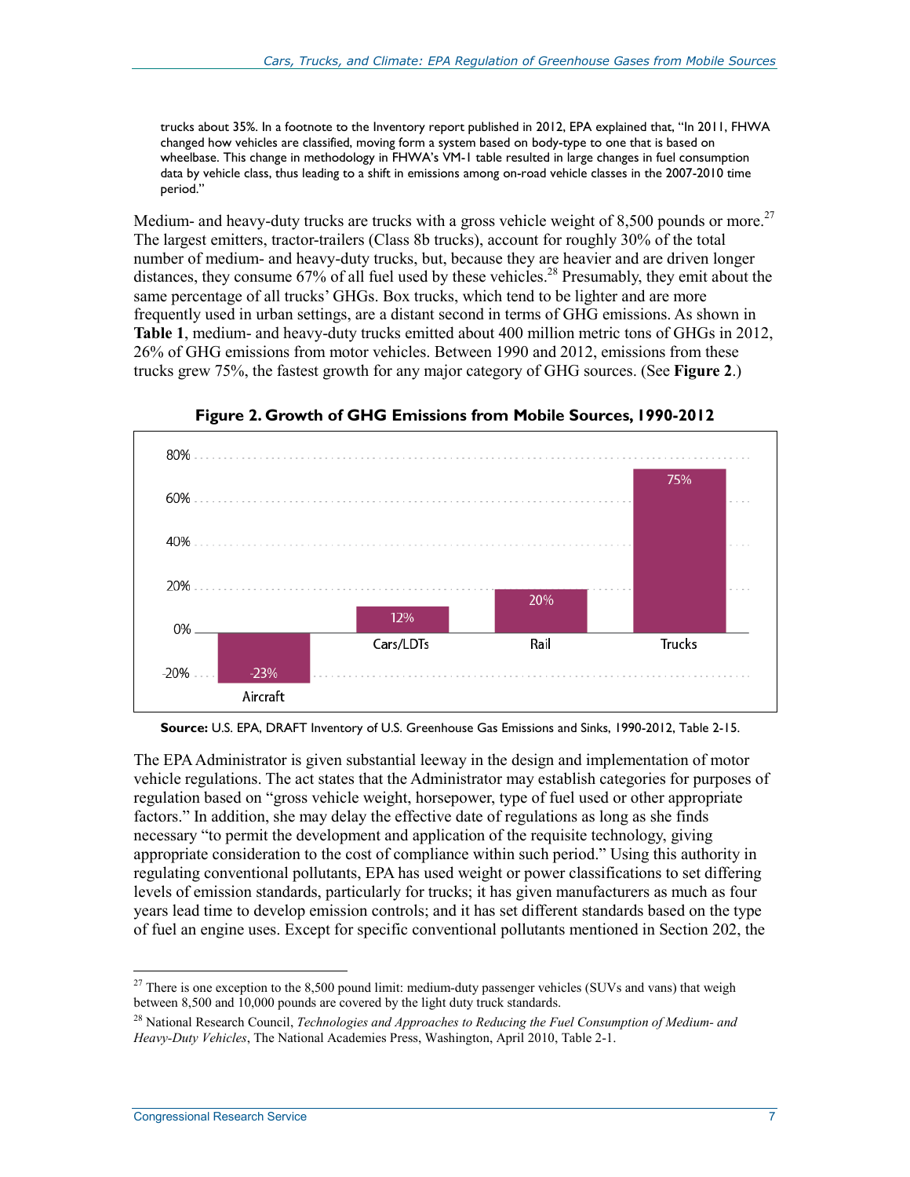trucks about 35%. In a footnote to the Inventory report published in 2012, EPA explained that, "In 2011, FHWA changed how vehicles are classified, moving form a system based on body-type to one that is based on wheelbase. This change in methodology in FHWA's VM-1 table resulted in large changes in fuel consumption data by vehicle class, thus leading to a shift in emissions among on-road vehicle classes in the 2007-2010 time period."

Medium- and heavy-duty trucks are trucks with a gross vehicle weight of 8,500 pounds or more.[27] The largest emitters, tractor-trailers (Class 8b trucks), account for roughly 30% of the total number of medium- and heavy-duty trucks, but, because they are heavier and are driven longer distances, they consume 67% of all fuel used by these vehicles.[28] Presumably, they emit about the same percentage of all trucks' GHGs. Box trucks, which tend to be lighter and are more frequently used in urban settings, are a distant second in terms of GHG emissions. As shown in **Table 1**, medium- and heavy-duty trucks emitted about 400 million metric tons of GHGs in 2012, 26% of GHG emissions from motor vehicles. Between 1990 and 2012, emissions from these trucks grew 75%, the fastest growth for any major category of GHG sources. (See **Figure 2**.)

**Figure 2. Growth of GHG Emissions from Mobile Sources, 1990-2012**

| Category | Growth |
|---|---|
| Aircraft | -23% |
| Cars/LDTs | 12% |
| Rail | 20% |
| Trucks | 75% |

**Source:** U.S. EPA, DRAFT Inventory of U.S. Greenhouse Gas Emissions and Sinks, 1990-2012, Table 2-15.

The EPA Administrator is given substantial leeway in the design and implementation of motor vehicle regulations. The act states that the Administrator may establish categories for purposes of regulation based on "gross vehicle weight, horsepower, type of fuel used or other appropriate factors." In addition, she may delay the effective date of regulations as long as she finds necessary "to permit the development and application of the requisite technology, giving appropriate consideration to the cost of compliance within such period." Using this authority in regulating conventional pollutants, EPA has used weight or power classifications to set differing levels of emission standards, particularly for trucks; it has given manufacturers as much as four years lead time to develop emission controls; and it has set different standards based on the type of fuel an engine uses. Except for specific conventional pollutants mentioned in Section 202, the

[27] There is one exception to the 8,500 pound limit: medium-duty passenger vehicles (SUVs and vans) that weigh between 8,500 and 10,000 pounds are covered by the light duty truck standards.

[28] National Research Council, *Technologies and Approaches to Reducing the Fuel Consumption of Medium- and Heavy-Duty Vehicles*, The National Academies Press, Washington, April 2010, Table 2-1.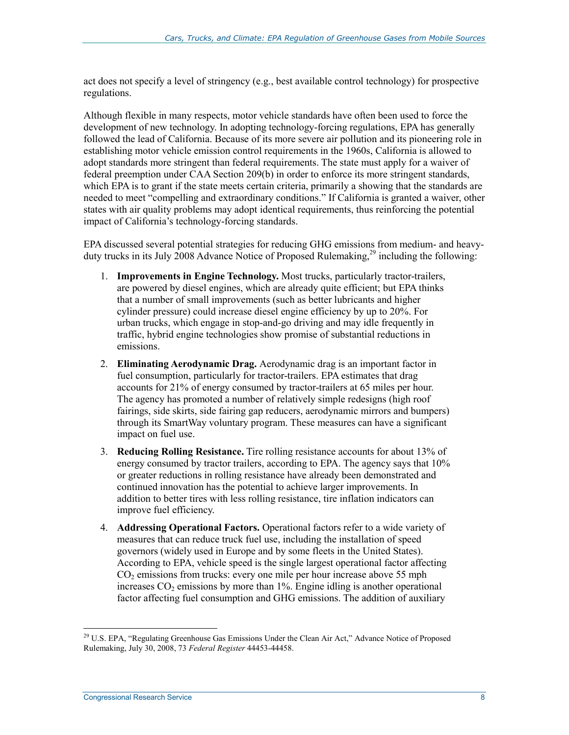act does not specify a level of stringency (e.g., best available control technology) for prospective regulations.

Although flexible in many respects, motor vehicle standards have often been used to force the development of new technology. In adopting technology-forcing regulations, EPA has generally followed the lead of California. Because of its more severe air pollution and its pioneering role in establishing motor vehicle emission control requirements in the 1960s, California is allowed to adopt standards more stringent than federal requirements. The state must apply for a waiver of federal preemption under CAA Section 209(b) in order to enforce its more stringent standards, which EPA is to grant if the state meets certain criteria, primarily a showing that the standards are needed to meet "compelling and extraordinary conditions." If California is granted a waiver, other states with air quality problems may adopt identical requirements, thus reinforcing the potential impact of California's technology-forcing standards.

EPA discussed several potential strategies for reducing GHG emissions from medium- and heavy-duty trucks in its July 2008 Advance Notice of Proposed Rulemaking,[29] including the following:

1. **Improvements in Engine Technology.** Most trucks, particularly tractor-trailers, are powered by diesel engines, which are already quite efficient; but EPA thinks that a number of small improvements (such as better lubricants and higher cylinder pressure) could increase diesel engine efficiency by up to 20%. For urban trucks, which engage in stop-and-go driving and may idle frequently in traffic, hybrid engine technologies show promise of substantial reductions in emissions.
2. **Eliminating Aerodynamic Drag.** Aerodynamic drag is an important factor in fuel consumption, particularly for tractor-trailers. EPA estimates that drag accounts for 21% of energy consumed by tractor-trailers at 65 miles per hour. The agency has promoted a number of relatively simple redesigns (high roof fairings, side skirts, side fairing gap reducers, aerodynamic mirrors and bumpers) through its SmartWay voluntary program. These measures can have a significant impact on fuel use.
3. **Reducing Rolling Resistance.** Tire rolling resistance accounts for about 13% of energy consumed by tractor trailers, according to EPA. The agency says that 10% or greater reductions in rolling resistance have already been demonstrated and continued innovation has the potential to achieve larger improvements. In addition to better tires with less rolling resistance, tire inflation indicators can improve fuel efficiency.
4. **Addressing Operational Factors.** Operational factors refer to a wide variety of measures that can reduce truck fuel use, including the installation of speed governors (widely used in Europe and by some fleets in the United States). According to EPA, vehicle speed is the single largest operational factor affecting $CO_2$ emissions from trucks: every one mile per hour increase above 55 mph increases $CO_2$ emissions by more than 1%. Engine idling is another operational factor affecting fuel consumption and GHG emissions. The addition of auxiliary

[29] U.S. EPA, "Regulating Greenhouse Gas Emissions Under the Clean Air Act," Advance Notice of Proposed Rulemaking, July 30, 2008, 73 *Federal Register* 44453-44458.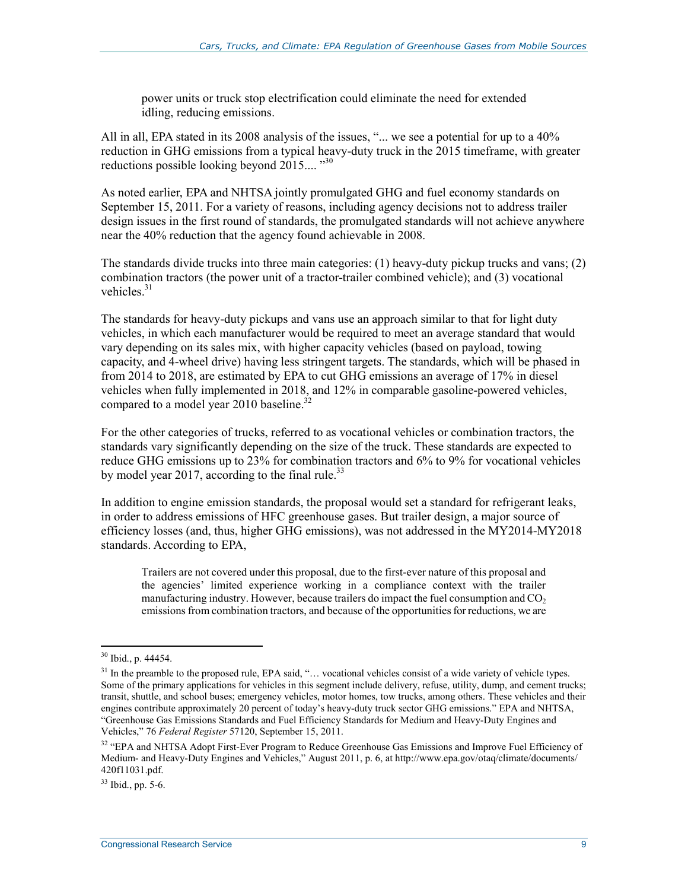power units or truck stop electrification could eliminate the need for extended idling, reducing emissions.

All in all, EPA stated in its 2008 analysis of the issues, "... we see a potential for up to a 40% reduction in GHG emissions from a typical heavy-duty truck in the 2015 timeframe, with greater reductions possible looking beyond 2015.... "[30]

As noted earlier, EPA and NHTSA jointly promulgated GHG and fuel economy standards on September 15, 2011. For a variety of reasons, including agency decisions not to address trailer design issues in the first round of standards, the promulgated standards will not achieve anywhere near the 40% reduction that the agency found achievable in 2008.

The standards divide trucks into three main categories: (1) heavy-duty pickup trucks and vans; (2) combination tractors (the power unit of a tractor-trailer combined vehicle); and (3) vocational vehicles.[31]

The standards for heavy-duty pickups and vans use an approach similar to that for light duty vehicles, in which each manufacturer would be required to meet an average standard that would vary depending on its sales mix, with higher capacity vehicles (based on payload, towing capacity, and 4-wheel drive) having less stringent targets. The standards, which will be phased in from 2014 to 2018, are estimated by EPA to cut GHG emissions an average of 17% in diesel vehicles when fully implemented in 2018, and 12% in comparable gasoline-powered vehicles, compared to a model year 2010 baseline.[32]

For the other categories of trucks, referred to as vocational vehicles or combination tractors, the standards vary significantly depending on the size of the truck. These standards are expected to reduce GHG emissions up to 23% for combination tractors and 6% to 9% for vocational vehicles by model year 2017, according to the final rule.[33]

In addition to engine emission standards, the proposal would set a standard for refrigerant leaks, in order to address emissions of HFC greenhouse gases. But trailer design, a major source of efficiency losses (and, thus, higher GHG emissions), was not addressed in the MY2014-MY2018 standards. According to EPA,

> Trailers are not covered under this proposal, due to the first-ever nature of this proposal and the agencies' limited experience working in a compliance context with the trailer manufacturing industry. However, because trailers do impact the fuel consumption and $CO_2$ emissions from combination tractors, and because of the opportunities for reductions, we are

---

[30] Ibid., p. 44454.

[31] In the preamble to the proposed rule, EPA said, "… vocational vehicles consist of a wide variety of vehicle types. Some of the primary applications for vehicles in this segment include delivery, refuse, utility, dump, and cement trucks; transit, shuttle, and school buses; emergency vehicles, motor homes, tow trucks, among others. These vehicles and their engines contribute approximately 20 percent of today's heavy-duty truck sector GHG emissions." EPA and NHTSA, "Greenhouse Gas Emissions Standards and Fuel Efficiency Standards for Medium and Heavy-Duty Engines and Vehicles," 76 *Federal Register* 57120, September 15, 2011.

[32] "EPA and NHTSA Adopt First-Ever Program to Reduce Greenhouse Gas Emissions and Improve Fuel Efficiency of Medium- and Heavy-Duty Engines and Vehicles," August 2011, p. 6, at http://www.epa.gov/otaq/climate/documents/420f11031.pdf.

[33] Ibid., pp. 5-6.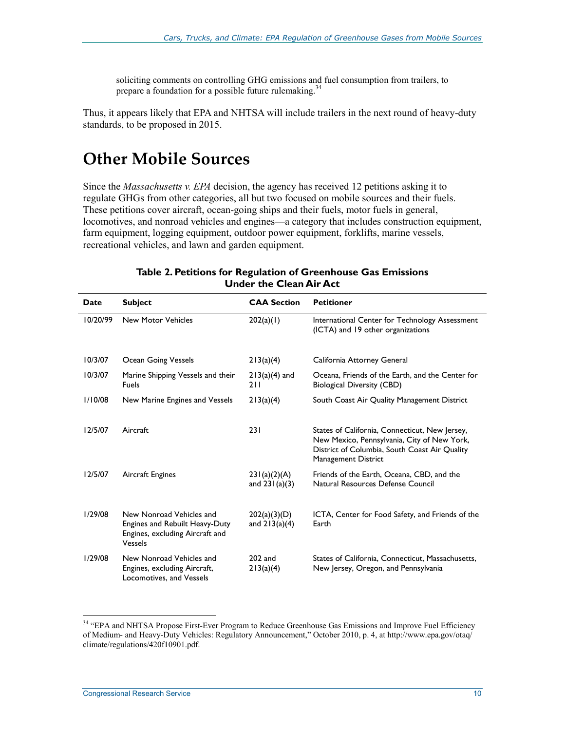soliciting comments on controlling GHG emissions and fuel consumption from trailers, to prepare a foundation for a possible future rulemaking.[34]

Thus, it appears likely that EPA and NHTSA will include trailers in the next round of heavy-duty standards, to be proposed in 2015.

# Other Mobile Sources

Since the *Massachusetts v. EPA* decision, the agency has received 12 petitions asking it to regulate GHGs from other categories, all but two focused on mobile sources and their fuels. These petitions cover aircraft, ocean-going ships and their fuels, motor fuels in general, locomotives, and nonroad vehicles and engines—a category that includes construction equipment, farm equipment, logging equipment, outdoor power equipment, forklifts, marine vessels, recreational vehicles, and lawn and garden equipment.

**Table 2. Petitions for Regulation of Greenhouse Gas Emissions Under the Clean Air Act**

| Date | Subject | CAA Section | Petitioner |
|---|---|---|---|
| 10/20/99 | New Motor Vehicles | 202(a)(1) | International Center for Technology Assessment (ICTA) and 19 other organizations |
| 10/3/07 | Ocean Going Vessels | 213(a)(4) | California Attorney General |
| 10/3/07 | Marine Shipping Vessels and their Fuels | 213(a)(4) and 211 | Oceana, Friends of the Earth, and the Center for Biological Diversity (CBD) |
| 1/10/08 | New Marine Engines and Vessels | 213(a)(4) | South Coast Air Quality Management District |
| 12/5/07 | Aircraft | 231 | States of California, Connecticut, New Jersey, New Mexico, Pennsylvania, City of New York, District of Columbia, South Coast Air Quality Management District |
| 12/5/07 | Aircraft Engines | 231(a)(2)(A) and 231(a)(3) | Friends of the Earth, Oceana, CBD, and the Natural Resources Defense Council |
| 1/29/08 | New Nonroad Vehicles and Engines and Rebuilt Heavy-Duty Engines, excluding Aircraft and Vessels | 202(a)(3)(D) and 213(a)(4) | ICTA, Center for Food Safety, and Friends of the Earth |
| 1/29/08 | New Nonroad Vehicles and Engines, excluding Aircraft, Locomotives, and Vessels | 202 and 213(a)(4) | States of California, Connecticut, Massachusetts, New Jersey, Oregon, and Pennsylvania |

[34] "EPA and NHTSA Propose First-Ever Program to Reduce Greenhouse Gas Emissions and Improve Fuel Efficiency of Medium- and Heavy-Duty Vehicles: Regulatory Announcement," October 2010, p. 4, at http://www.epa.gov/otaq/climate/regulations/420f10901.pdf.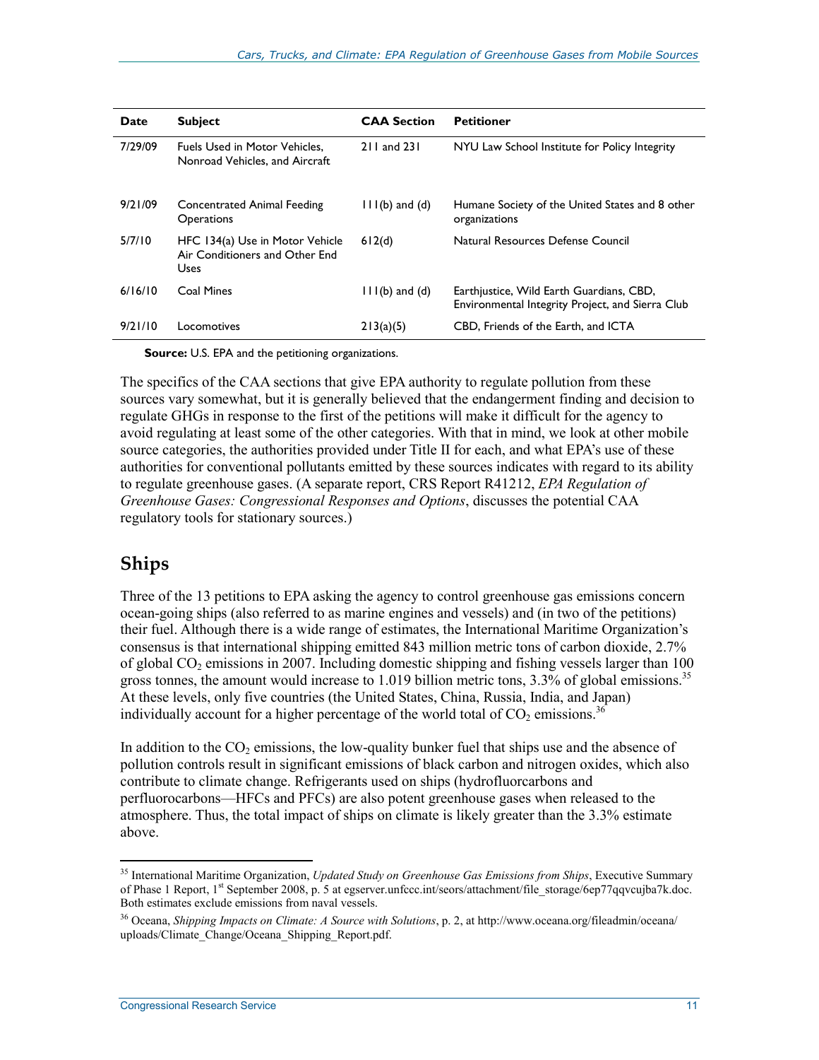| Date | Subject | CAA Section | Petitioner |
|---|---|---|---|
| 7/29/09 | Fuels Used in Motor Vehicles, Nonroad Vehicles, and Aircraft | 211 and 231 | NYU Law School Institute for Policy Integrity |
| 9/21/09 | Concentrated Animal Feeding Operations | 111(b) and (d) | Humane Society of the United States and 8 other organizations |
| 5/7/10 | HFC 134(a) Use in Motor Vehicle Air Conditioners and Other End Uses | 612(d) | Natural Resources Defense Council |
| 6/16/10 | Coal Mines | 111(b) and (d) | Earthjustice, Wild Earth Guardians, CBD, Environmental Integrity Project, and Sierra Club |
| 9/21/10 | Locomotives | 213(a)(5) | CBD, Friends of the Earth, and ICTA |

**Source:** U.S. EPA and the petitioning organizations.

The specifics of the CAA sections that give EPA authority to regulate pollution from these sources vary somewhat, but it is generally believed that the endangerment finding and decision to regulate GHGs in response to the first of the petitions will make it difficult for the agency to avoid regulating at least some of the other categories. With that in mind, we look at other mobile source categories, the authorities provided under Title II for each, and what EPA's use of these authorities for conventional pollutants emitted by these sources indicates with regard to its ability to regulate greenhouse gases. (A separate report, CRS Report R41212, *EPA Regulation of Greenhouse Gases: Congressional Responses and Options*, discusses the potential CAA regulatory tools for stationary sources.)

## Ships

Three of the 13 petitions to EPA asking the agency to control greenhouse gas emissions concern ocean-going ships (also referred to as marine engines and vessels) and (in two of the petitions) their fuel. Although there is a wide range of estimates, the International Maritime Organization's consensus is that international shipping emitted 843 million metric tons of carbon dioxide, 2.7% of global $CO_2$ emissions in 2007. Including domestic shipping and fishing vessels larger than 100 gross tonnes, the amount would increase to 1.019 billion metric tons, 3.3% of global emissions.[35] At these levels, only five countries (the United States, China, Russia, India, and Japan) individually account for a higher percentage of the world total of $CO_2$ emissions.[36]

In addition to the $CO_2$ emissions, the low-quality bunker fuel that ships use and the absence of pollution controls result in significant emissions of black carbon and nitrogen oxides, which also contribute to climate change. Refrigerants used on ships (hydrofluorcarbons and perfluorocarbons—HFCs and PFCs) are also potent greenhouse gases when released to the atmosphere. Thus, the total impact of ships on climate is likely greater than the 3.3% estimate above.

---

[35] International Maritime Organization, *Updated Study on Greenhouse Gas Emissions from Ships*, Executive Summary of Phase 1 Report, 1st September 2008, p. 5 at egserver.unfccc.int/seors/attachment/file_storage/6ep77qqvcujba7k.doc. Both estimates exclude emissions from naval vessels.

[36] Oceana, *Shipping Impacts on Climate: A Source with Solutions*, p. 2, at http://www.oceana.org/fileadmin/oceana/uploads/Climate_Change/Oceana_Shipping_Report.pdf.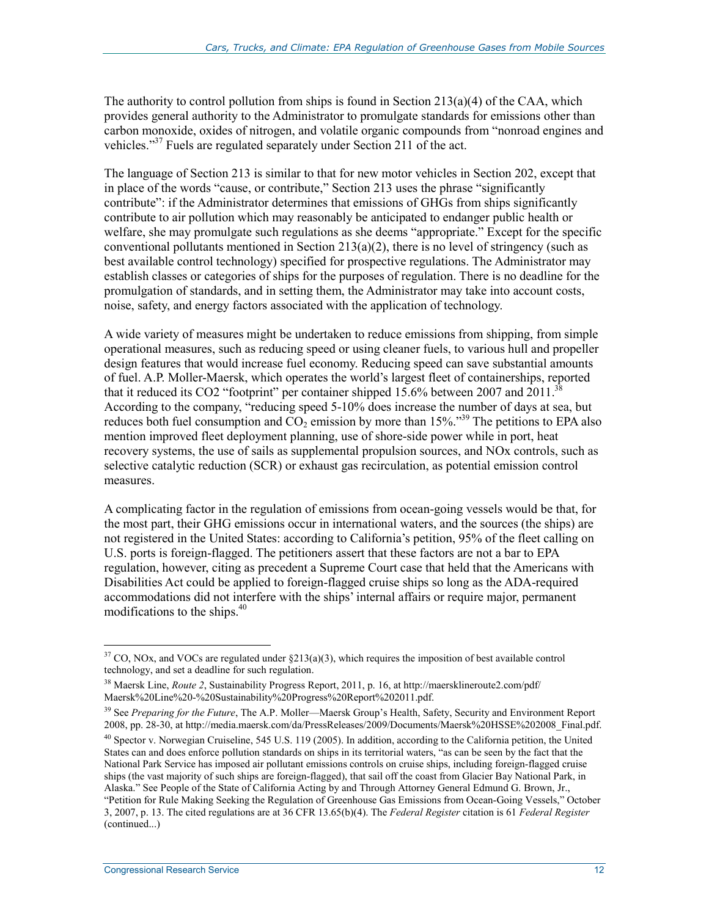The authority to control pollution from ships is found in Section 213(a)(4) of the CAA, which provides general authority to the Administrator to promulgate standards for emissions other than carbon monoxide, oxides of nitrogen, and volatile organic compounds from "nonroad engines and vehicles."[37] Fuels are regulated separately under Section 211 of the act.

The language of Section 213 is similar to that for new motor vehicles in Section 202, except that in place of the words "cause, or contribute," Section 213 uses the phrase "significantly contribute": if the Administrator determines that emissions of GHGs from ships significantly contribute to air pollution which may reasonably be anticipated to endanger public health or welfare, she may promulgate such regulations as she deems "appropriate." Except for the specific conventional pollutants mentioned in Section 213(a)(2), there is no level of stringency (such as best available control technology) specified for prospective regulations. The Administrator may establish classes or categories of ships for the purposes of regulation. There is no deadline for the promulgation of standards, and in setting them, the Administrator may take into account costs, noise, safety, and energy factors associated with the application of technology.

A wide variety of measures might be undertaken to reduce emissions from shipping, from simple operational measures, such as reducing speed or using cleaner fuels, to various hull and propeller design features that would increase fuel economy. Reducing speed can save substantial amounts of fuel. A.P. Moller-Maersk, which operates the world's largest fleet of containerships, reported that it reduced its CO2 "footprint" per container shipped 15.6% between 2007 and 2011.[38] According to the company, "reducing speed 5-10% does increase the number of days at sea, but reduces both fuel consumption and $CO_2$ emission by more than 15%."[39] The petitions to EPA also mention improved fleet deployment planning, use of shore-side power while in port, heat recovery systems, the use of sails as supplemental propulsion sources, and NOx controls, such as selective catalytic reduction (SCR) or exhaust gas recirculation, as potential emission control measures.

A complicating factor in the regulation of emissions from ocean-going vessels would be that, for the most part, their GHG emissions occur in international waters, and the sources (the ships) are not registered in the United States: according to California's petition, 95% of the fleet calling on U.S. ports is foreign-flagged. The petitioners assert that these factors are not a bar to EPA regulation, however, citing as precedent a Supreme Court case that held that the Americans with Disabilities Act could be applied to foreign-flagged cruise ships so long as the ADA-required accommodations did not interfere with the ships' internal affairs or require major, permanent modifications to the ships.[40]

---

[37] CO, NOx, and VOCs are regulated under §213(a)(3), which requires the imposition of best available control technology, and set a deadline for such regulation.

[38] Maersk Line, *Route 2*, Sustainability Progress Report, 2011, p. 16, at http://maersklineroute2.com/pdf/Maersk%20Line%20-%20Sustainability%20Progress%20Report%202011.pdf.

[39] See *Preparing for the Future*, The A.P. Moller—Maersk Group's Health, Safety, Security and Environment Report 2008, pp. 28-30, at http://media.maersk.com/da/PressReleases/2009/Documents/Maersk%20HSSE%202008_Final.pdf.

[40] Spector v. Norwegian Cruiseline, 545 U.S. 119 (2005). In addition, according to the California petition, the United States can and does enforce pollution standards on ships in its territorial waters, "as can be seen by the fact that the National Park Service has imposed air pollutant emissions controls on cruise ships, including foreign-flagged cruise ships (the vast majority of such ships are foreign-flagged), that sail off the coast from Glacier Bay National Park, in Alaska." See People of the State of California Acting by and Through Attorney General Edmund G. Brown, Jr., "Petition for Rule Making Seeking the Regulation of Greenhouse Gas Emissions from Ocean-Going Vessels," October 3, 2007, p. 13. The cited regulations are at 36 CFR 13.65(b)(4). The *Federal Register* citation is 61 *Federal Register* (continued...)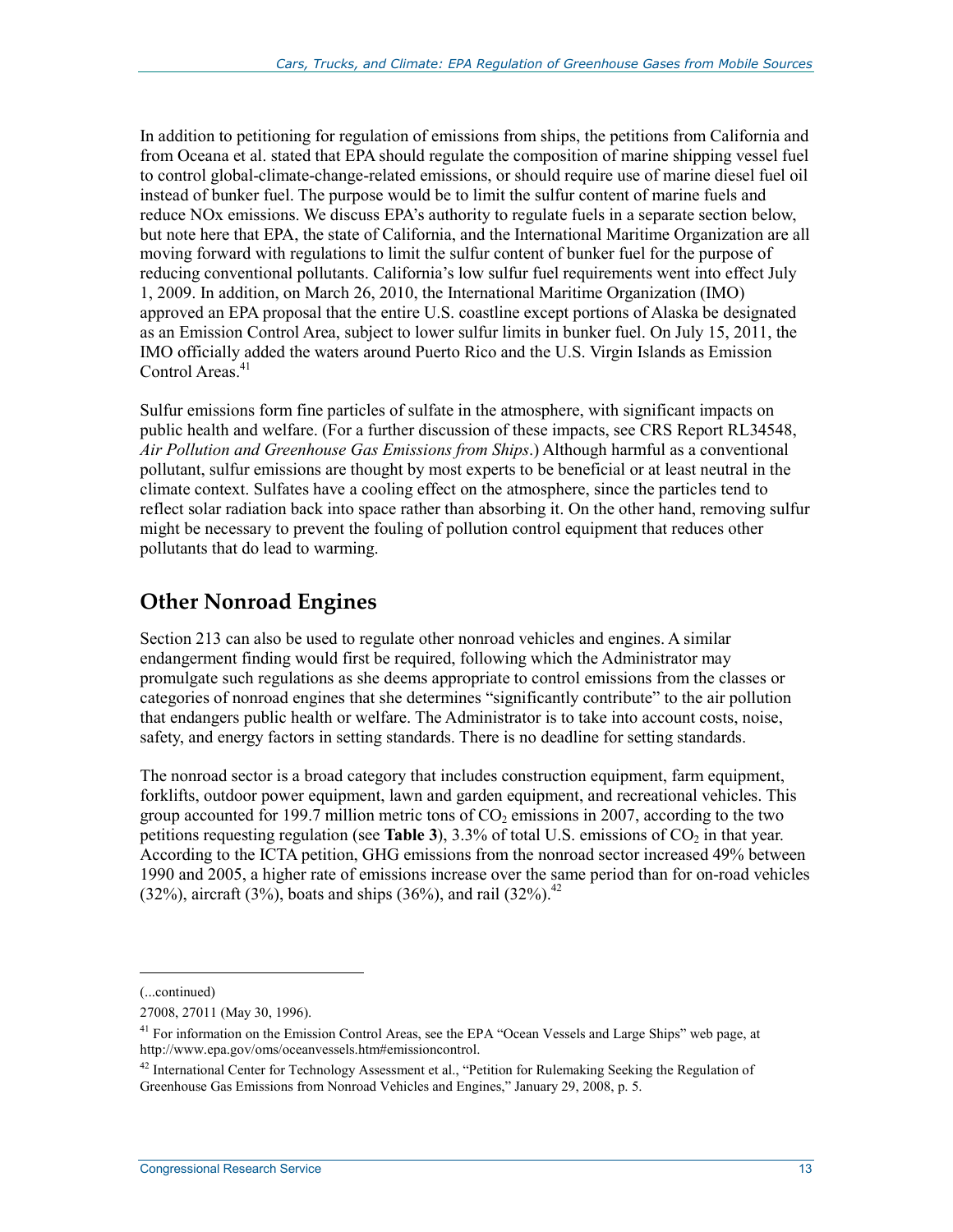In addition to petitioning for regulation of emissions from ships, the petitions from California and from Oceana et al. stated that EPA should regulate the composition of marine shipping vessel fuel to control global-climate-change-related emissions, or should require use of marine diesel fuel oil instead of bunker fuel. The purpose would be to limit the sulfur content of marine fuels and reduce NOx emissions. We discuss EPA's authority to regulate fuels in a separate section below, but note here that EPA, the state of California, and the International Maritime Organization are all moving forward with regulations to limit the sulfur content of bunker fuel for the purpose of reducing conventional pollutants. California's low sulfur fuel requirements went into effect July 1, 2009. In addition, on March 26, 2010, the International Maritime Organization (IMO) approved an EPA proposal that the entire U.S. coastline except portions of Alaska be designated as an Emission Control Area, subject to lower sulfur limits in bunker fuel. On July 15, 2011, the IMO officially added the waters around Puerto Rico and the U.S. Virgin Islands as Emission Control Areas.[41]

Sulfur emissions form fine particles of sulfate in the atmosphere, with significant impacts on public health and welfare. (For a further discussion of these impacts, see CRS Report RL34548, *Air Pollution and Greenhouse Gas Emissions from Ships*.) Although harmful as a conventional pollutant, sulfur emissions are thought by most experts to be beneficial or at least neutral in the climate context. Sulfates have a cooling effect on the atmosphere, since the particles tend to reflect solar radiation back into space rather than absorbing it. On the other hand, removing sulfur might be necessary to prevent the fouling of pollution control equipment that reduces other pollutants that do lead to warming.

## Other Nonroad Engines

Section 213 can also be used to regulate other nonroad vehicles and engines. A similar endangerment finding would first be required, following which the Administrator may promulgate such regulations as she deems appropriate to control emissions from the classes or categories of nonroad engines that she determines "significantly contribute" to the air pollution that endangers public health or welfare. The Administrator is to take into account costs, noise, safety, and energy factors in setting standards. There is no deadline for setting standards.

The nonroad sector is a broad category that includes construction equipment, farm equipment, forklifts, outdoor power equipment, lawn and garden equipment, and recreational vehicles. This group accounted for 199.7 million metric tons of $CO_2$ emissions in 2007, according to the two petitions requesting regulation (see **Table 3**), 3.3% of total U.S. emissions of $CO_2$ in that year. According to the ICTA petition, GHG emissions from the nonroad sector increased 49% between 1990 and 2005, a higher rate of emissions increase over the same period than for on-road vehicles (32%), aircraft (3%), boats and ships (36%), and rail (32%).[42]

---

(...continued)

27008, 27011 (May 30, 1996).

[41] For information on the Emission Control Areas, see the EPA "Ocean Vessels and Large Ships" web page, at http://www.epa.gov/oms/oceanvessels.htm#emissioncontrol.

[42] International Center for Technology Assessment et al., "Petition for Rulemaking Seeking the Regulation of Greenhouse Gas Emissions from Nonroad Vehicles and Engines," January 29, 2008, p. 5.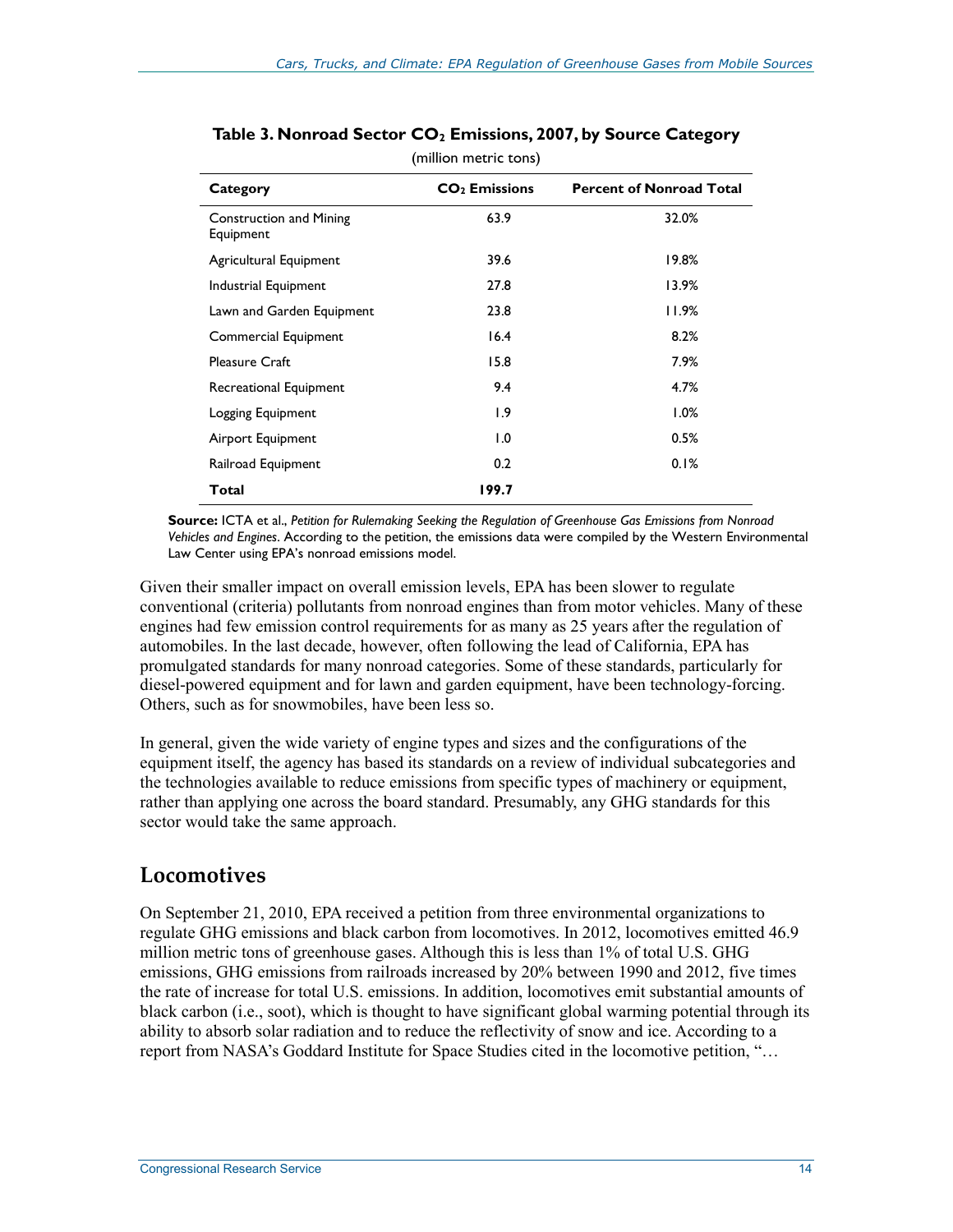**Table 3. Nonroad Sector $CO_2$ Emissions, 2007, by Source Category**

(million metric tons)

| Category | $CO_2$ Emissions | Percent of Nonroad Total |
|---|---|---|
| Construction and Mining Equipment | 63.9 | 32.0% |
| Agricultural Equipment | 39.6 | 19.8% |
| Industrial Equipment | 27.8 | 13.9% |
| Lawn and Garden Equipment | 23.8 | 11.9% |
| Commercial Equipment | 16.4 | 8.2% |
| Pleasure Craft | 15.8 | 7.9% |
| Recreational Equipment | 9.4 | 4.7% |
| Logging Equipment | 1.9 | 1.0% |
| Airport Equipment | 1.0 | 0.5% |
| Railroad Equipment | 0.2 | 0.1% |
| **Total** | **199.7** | |

**Source:** ICTA et al., *Petition for Rulemaking Seeking the Regulation of Greenhouse Gas Emissions from Nonroad Vehicles and Engines*. According to the petition, the emissions data were compiled by the Western Environmental Law Center using EPA's nonroad emissions model.

Given their smaller impact on overall emission levels, EPA has been slower to regulate conventional (criteria) pollutants from nonroad engines than from motor vehicles. Many of these engines had few emission control requirements for as many as 25 years after the regulation of automobiles. In the last decade, however, often following the lead of California, EPA has promulgated standards for many nonroad categories. Some of these standards, particularly for diesel-powered equipment and for lawn and garden equipment, have been technology-forcing. Others, such as for snowmobiles, have been less so.

In general, given the wide variety of engine types and sizes and the configurations of the equipment itself, the agency has based its standards on a review of individual subcategories and the technologies available to reduce emissions from specific types of machinery or equipment, rather than applying one across the board standard. Presumably, any GHG standards for this sector would take the same approach.

## Locomotives

On September 21, 2010, EPA received a petition from three environmental organizations to regulate GHG emissions and black carbon from locomotives. In 2012, locomotives emitted 46.9 million metric tons of greenhouse gases. Although this is less than 1% of total U.S. GHG emissions, GHG emissions from railroads increased by 20% between 1990 and 2012, five times the rate of increase for total U.S. emissions. In addition, locomotives emit substantial amounts of black carbon (i.e., soot), which is thought to have significant global warming potential through its ability to absorb solar radiation and to reduce the reflectivity of snow and ice. According to a report from NASA's Goddard Institute for Space Studies cited in the locomotive petition, "…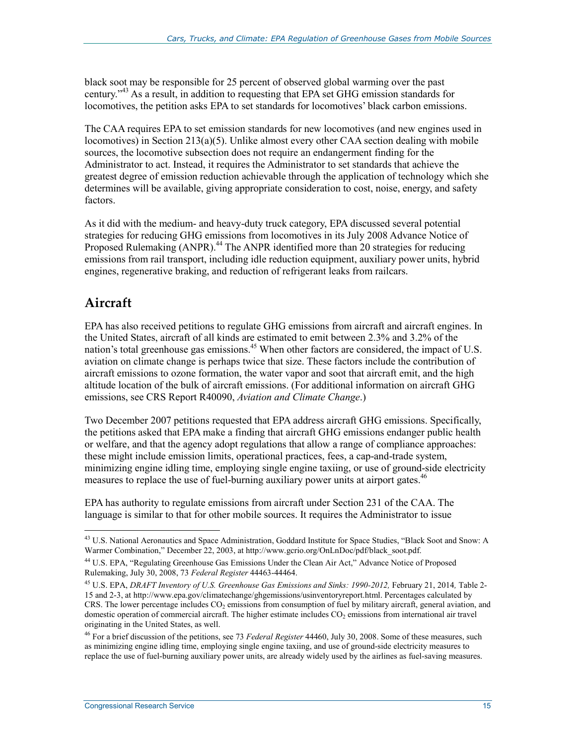black soot may be responsible for 25 percent of observed global warming over the past century."[43] As a result, in addition to requesting that EPA set GHG emission standards for locomotives, the petition asks EPA to set standards for locomotives' black carbon emissions.

The CAA requires EPA to set emission standards for new locomotives (and new engines used in locomotives) in Section 213(a)(5). Unlike almost every other CAA section dealing with mobile sources, the locomotive subsection does not require an endangerment finding for the Administrator to act. Instead, it requires the Administrator to set standards that achieve the greatest degree of emission reduction achievable through the application of technology which she determines will be available, giving appropriate consideration to cost, noise, energy, and safety factors.

As it did with the medium- and heavy-duty truck category, EPA discussed several potential strategies for reducing GHG emissions from locomotives in its July 2008 Advance Notice of Proposed Rulemaking (ANPR).[44] The ANPR identified more than 20 strategies for reducing emissions from rail transport, including idle reduction equipment, auxiliary power units, hybrid engines, regenerative braking, and reduction of refrigerant leaks from railcars.

## Aircraft

EPA has also received petitions to regulate GHG emissions from aircraft and aircraft engines. In the United States, aircraft of all kinds are estimated to emit between 2.3% and 3.2% of the nation's total greenhouse gas emissions.[45] When other factors are considered, the impact of U.S. aviation on climate change is perhaps twice that size. These factors include the contribution of aircraft emissions to ozone formation, the water vapor and soot that aircraft emit, and the high altitude location of the bulk of aircraft emissions. (For additional information on aircraft GHG emissions, see CRS Report R40090, *Aviation and Climate Change*.)

Two December 2007 petitions requested that EPA address aircraft GHG emissions. Specifically, the petitions asked that EPA make a finding that aircraft GHG emissions endanger public health or welfare, and that the agency adopt regulations that allow a range of compliance approaches: these might include emission limits, operational practices, fees, a cap-and-trade system, minimizing engine idling time, employing single engine taxiing, or use of ground-side electricity measures to replace the use of fuel-burning auxiliary power units at airport gates.[46]

EPA has authority to regulate emissions from aircraft under Section 231 of the CAA. The language is similar to that for other mobile sources. It requires the Administrator to issue

---

[43] U.S. National Aeronautics and Space Administration, Goddard Institute for Space Studies, "Black Soot and Snow: A Warmer Combination," December 22, 2003, at http://www.gcrio.org/OnLnDoc/pdf/black_soot.pdf.

[44] U.S. EPA, "Regulating Greenhouse Gas Emissions Under the Clean Air Act," Advance Notice of Proposed Rulemaking, July 30, 2008, 73 *Federal Register* 44463-44464.

[45] U.S. EPA, *DRAFT Inventory of U.S. Greenhouse Gas Emissions and Sinks: 1990-2012,* February 21, 2014*,* Table 2-15 and 2-3, at http://www.epa.gov/climatechange/ghgemissions/usinventoryreport.html. Percentages calculated by CRS. The lower percentage includes $CO_2$ emissions from consumption of fuel by military aircraft, general aviation, and domestic operation of commercial aircraft. The higher estimate includes $CO_2$ emissions from international air travel originating in the United States, as well.

[46] For a brief discussion of the petitions, see 73 *Federal Register* 44460, July 30, 2008. Some of these measures, such as minimizing engine idling time, employing single engine taxiing, and use of ground-side electricity measures to replace the use of fuel-burning auxiliary power units, are already widely used by the airlines as fuel-saving measures.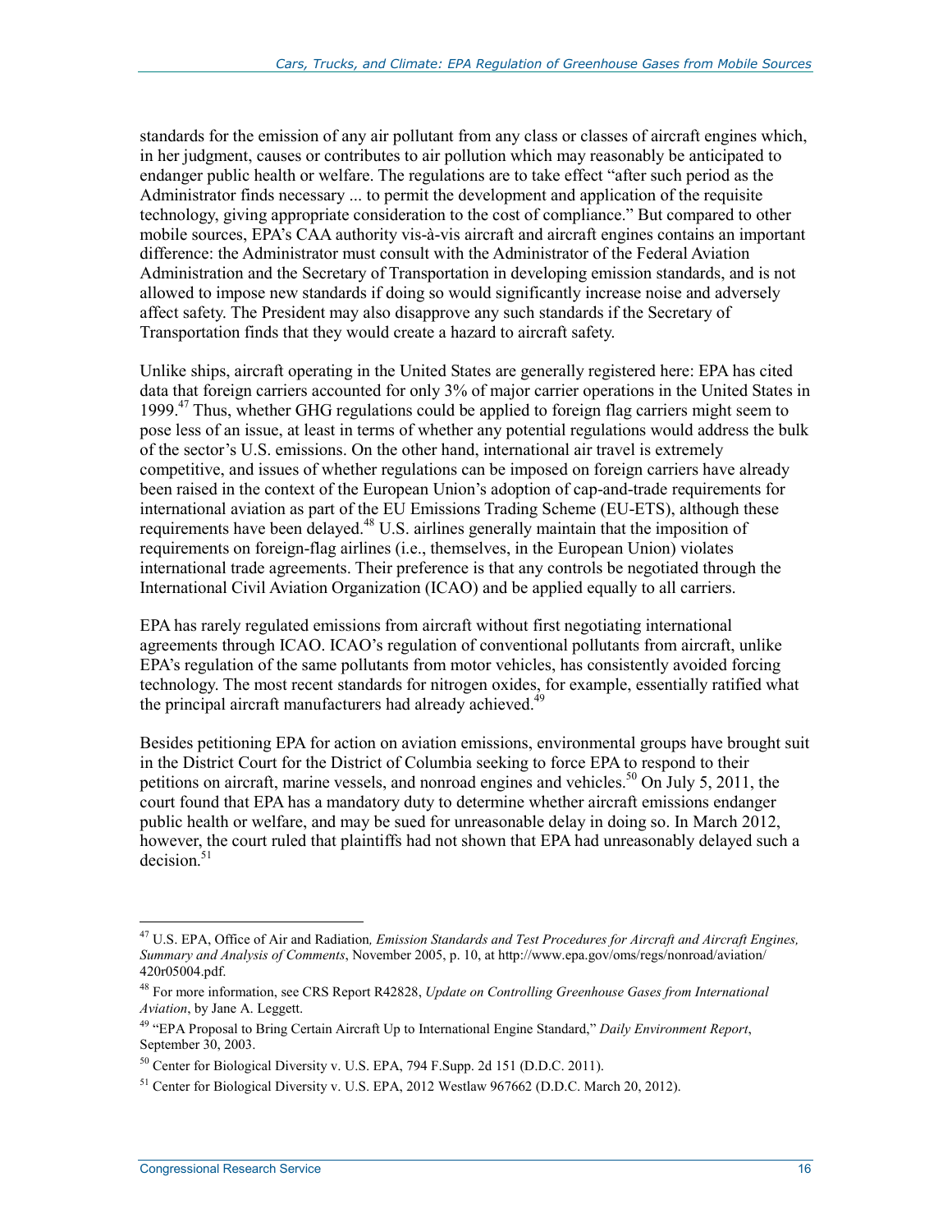standards for the emission of any air pollutant from any class or classes of aircraft engines which, in her judgment, causes or contributes to air pollution which may reasonably be anticipated to endanger public health or welfare. The regulations are to take effect "after such period as the Administrator finds necessary ... to permit the development and application of the requisite technology, giving appropriate consideration to the cost of compliance." But compared to other mobile sources, EPA's CAA authority vis-à-vis aircraft and aircraft engines contains an important difference: the Administrator must consult with the Administrator of the Federal Aviation Administration and the Secretary of Transportation in developing emission standards, and is not allowed to impose new standards if doing so would significantly increase noise and adversely affect safety. The President may also disapprove any such standards if the Secretary of Transportation finds that they would create a hazard to aircraft safety.

Unlike ships, aircraft operating in the United States are generally registered here: EPA has cited data that foreign carriers accounted for only 3% of major carrier operations in the United States in 1999.[47] Thus, whether GHG regulations could be applied to foreign flag carriers might seem to pose less of an issue, at least in terms of whether any potential regulations would address the bulk of the sector's U.S. emissions. On the other hand, international air travel is extremely competitive, and issues of whether regulations can be imposed on foreign carriers have already been raised in the context of the European Union's adoption of cap-and-trade requirements for international aviation as part of the EU Emissions Trading Scheme (EU-ETS), although these requirements have been delayed.[48] U.S. airlines generally maintain that the imposition of requirements on foreign-flag airlines (i.e., themselves, in the European Union) violates international trade agreements. Their preference is that any controls be negotiated through the International Civil Aviation Organization (ICAO) and be applied equally to all carriers.

EPA has rarely regulated emissions from aircraft without first negotiating international agreements through ICAO. ICAO's regulation of conventional pollutants from aircraft, unlike EPA's regulation of the same pollutants from motor vehicles, has consistently avoided forcing technology. The most recent standards for nitrogen oxides, for example, essentially ratified what the principal aircraft manufacturers had already achieved.[49]

Besides petitioning EPA for action on aviation emissions, environmental groups have brought suit in the District Court for the District of Columbia seeking to force EPA to respond to their petitions on aircraft, marine vessels, and nonroad engines and vehicles.[50] On July 5, 2011, the court found that EPA has a mandatory duty to determine whether aircraft emissions endanger public health or welfare, and may be sued for unreasonable delay in doing so. In March 2012, however, the court ruled that plaintiffs had not shown that EPA had unreasonably delayed such a decision.[51]

---

[47] U.S. EPA, Office of Air and Radiation*, Emission Standards and Test Procedures for Aircraft and Aircraft Engines, Summary and Analysis of Comments*, November 2005, p. 10, at http://www.epa.gov/oms/regs/nonroad/aviation/420r05004.pdf.

[48] For more information, see CRS Report R42828, *Update on Controlling Greenhouse Gases from International Aviation*, by Jane A. Leggett.

[49] "EPA Proposal to Bring Certain Aircraft Up to International Engine Standard," *Daily Environment Report*, September 30, 2003.

[50] Center for Biological Diversity v. U.S. EPA, 794 F.Supp. 2d 151 (D.D.C. 2011).

[51] Center for Biological Diversity v. U.S. EPA, 2012 Westlaw 967662 (D.D.C. March 20, 2012).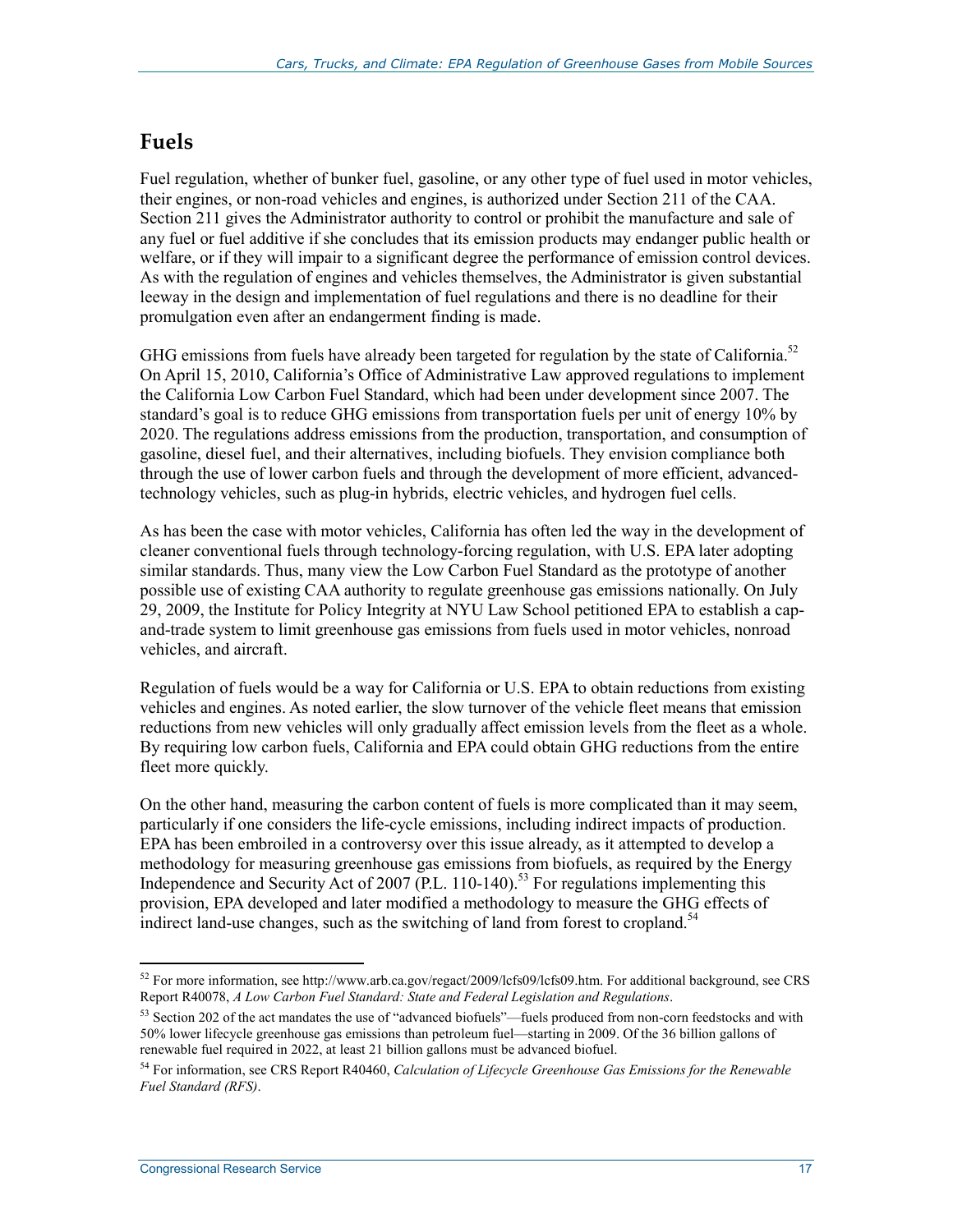## Fuels

Fuel regulation, whether of bunker fuel, gasoline, or any other type of fuel used in motor vehicles, their engines, or non-road vehicles and engines, is authorized under Section 211 of the CAA. Section 211 gives the Administrator authority to control or prohibit the manufacture and sale of any fuel or fuel additive if she concludes that its emission products may endanger public health or welfare, or if they will impair to a significant degree the performance of emission control devices. As with the regulation of engines and vehicles themselves, the Administrator is given substantial leeway in the design and implementation of fuel regulations and there is no deadline for their promulgation even after an endangerment finding is made.

GHG emissions from fuels have already been targeted for regulation by the state of California.[52] On April 15, 2010, California's Office of Administrative Law approved regulations to implement the California Low Carbon Fuel Standard, which had been under development since 2007. The standard's goal is to reduce GHG emissions from transportation fuels per unit of energy 10% by 2020. The regulations address emissions from the production, transportation, and consumption of gasoline, diesel fuel, and their alternatives, including biofuels. They envision compliance both through the use of lower carbon fuels and through the development of more efficient, advanced-technology vehicles, such as plug-in hybrids, electric vehicles, and hydrogen fuel cells.

As has been the case with motor vehicles, California has often led the way in the development of cleaner conventional fuels through technology-forcing regulation, with U.S. EPA later adopting similar standards. Thus, many view the Low Carbon Fuel Standard as the prototype of another possible use of existing CAA authority to regulate greenhouse gas emissions nationally. On July 29, 2009, the Institute for Policy Integrity at NYU Law School petitioned EPA to establish a cap-and-trade system to limit greenhouse gas emissions from fuels used in motor vehicles, nonroad vehicles, and aircraft.

Regulation of fuels would be a way for California or U.S. EPA to obtain reductions from existing vehicles and engines. As noted earlier, the slow turnover of the vehicle fleet means that emission reductions from new vehicles will only gradually affect emission levels from the fleet as a whole. By requiring low carbon fuels, California and EPA could obtain GHG reductions from the entire fleet more quickly.

On the other hand, measuring the carbon content of fuels is more complicated than it may seem, particularly if one considers the life-cycle emissions, including indirect impacts of production. EPA has been embroiled in a controversy over this issue already, as it attempted to develop a methodology for measuring greenhouse gas emissions from biofuels, as required by the Energy Independence and Security Act of 2007 (P.L. 110-140).[53] For regulations implementing this provision, EPA developed and later modified a methodology to measure the GHG effects of indirect land-use changes, such as the switching of land from forest to cropland.[54]

---

[52] For more information, see http://www.arb.ca.gov/regact/2009/lcfs09/lcfs09.htm. For additional background, see CRS Report R40078, *A Low Carbon Fuel Standard: State and Federal Legislation and Regulations*.

[53] Section 202 of the act mandates the use of "advanced biofuels"—fuels produced from non-corn feedstocks and with 50% lower lifecycle greenhouse gas emissions than petroleum fuel—starting in 2009. Of the 36 billion gallons of renewable fuel required in 2022, at least 21 billion gallons must be advanced biofuel.

[54] For information, see CRS Report R40460, *Calculation of Lifecycle Greenhouse Gas Emissions for the Renewable Fuel Standard (RFS)*.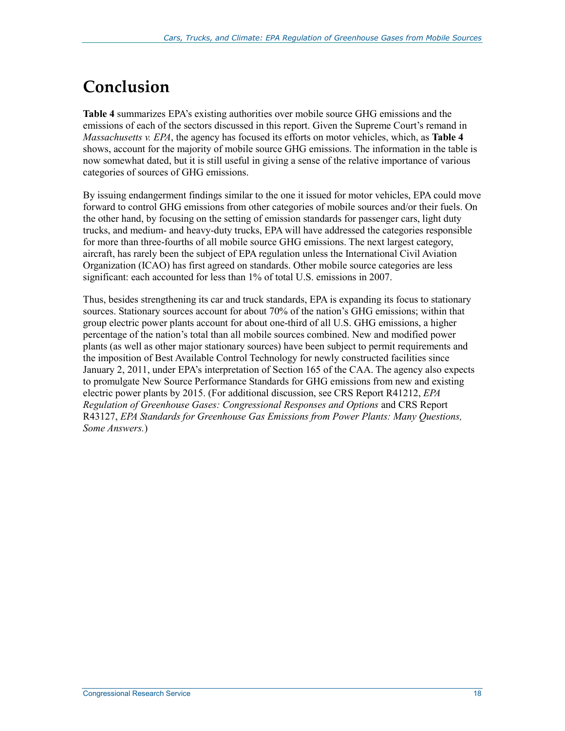# Conclusion

**Table 4** summarizes EPA's existing authorities over mobile source GHG emissions and the emissions of each of the sectors discussed in this report. Given the Supreme Court's remand in *Massachusetts v. EPA*, the agency has focused its efforts on motor vehicles, which, as **Table 4** shows, account for the majority of mobile source GHG emissions. The information in the table is now somewhat dated, but it is still useful in giving a sense of the relative importance of various categories of sources of GHG emissions.

By issuing endangerment findings similar to the one it issued for motor vehicles, EPA could move forward to control GHG emissions from other categories of mobile sources and/or their fuels. On the other hand, by focusing on the setting of emission standards for passenger cars, light duty trucks, and medium- and heavy-duty trucks, EPA will have addressed the categories responsible for more than three-fourths of all mobile source GHG emissions. The next largest category, aircraft, has rarely been the subject of EPA regulation unless the International Civil Aviation Organization (ICAO) has first agreed on standards. Other mobile source categories are less significant: each accounted for less than 1% of total U.S. emissions in 2007.

Thus, besides strengthening its car and truck standards, EPA is expanding its focus to stationary sources. Stationary sources account for about 70% of the nation's GHG emissions; within that group electric power plants account for about one-third of all U.S. GHG emissions, a higher percentage of the nation's total than all mobile sources combined. New and modified power plants (as well as other major stationary sources) have been subject to permit requirements and the imposition of Best Available Control Technology for newly constructed facilities since January 2, 2011, under EPA's interpretation of Section 165 of the CAA. The agency also expects to promulgate New Source Performance Standards for GHG emissions from new and existing electric power plants by 2015. (For additional discussion, see CRS Report R41212, *EPA Regulation of Greenhouse Gases: Congressional Responses and Options* and CRS Report R43127, *EPA Standards for Greenhouse Gas Emissions from Power Plants: Many Questions, Some Answers.*)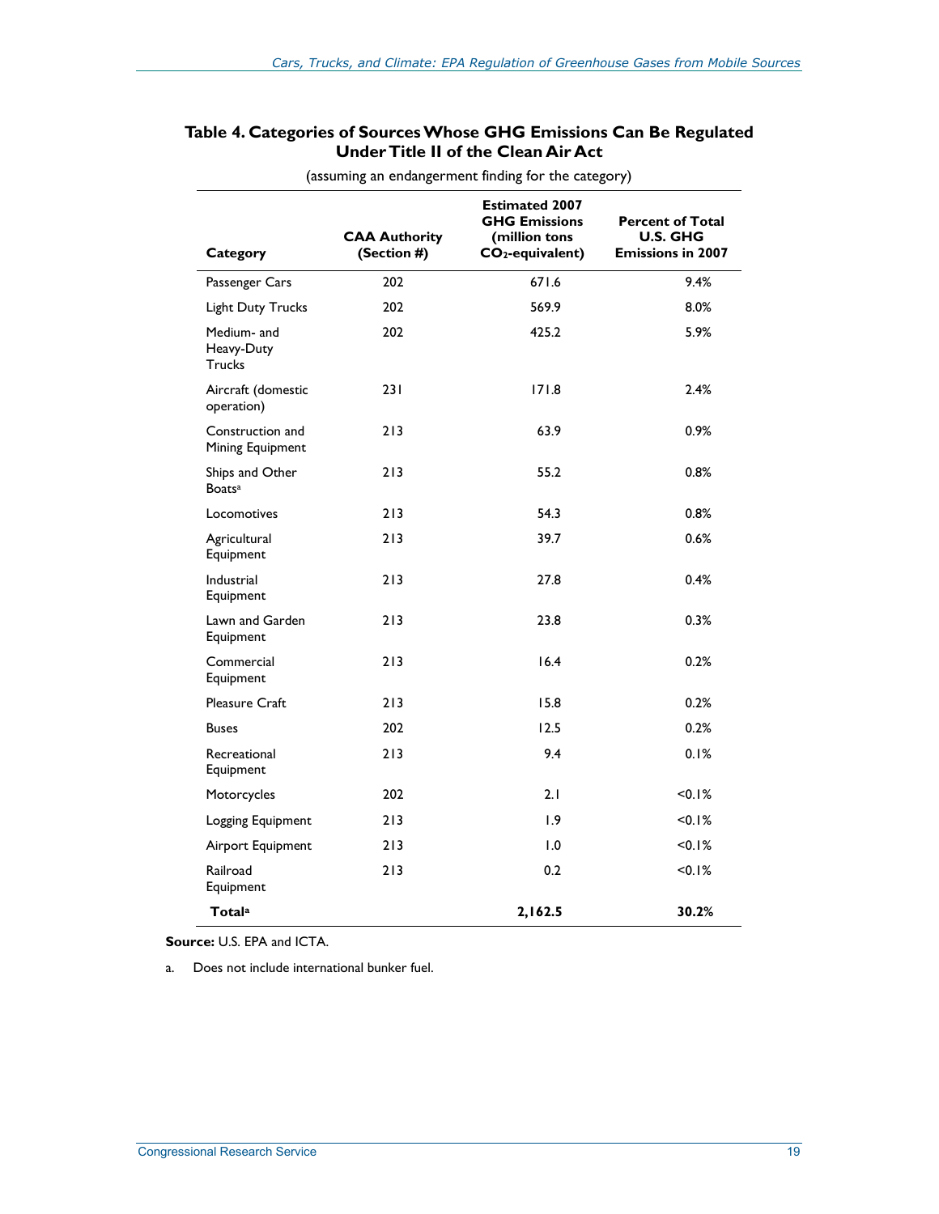**Table 4. Categories of Sources Whose GHG Emissions Can Be Regulated Under Title II of the Clean Air Act**

(assuming an endangerment finding for the category)

| Category | CAA Authority (Section #) | Estimated 2007 GHG Emissions (million tons $CO_2$-equivalent) | Percent of Total U.S. GHG Emissions in 2007 |
|---|---|---|---|
| Passenger Cars | 202 | 671.6 | 9.4% |
| Light Duty Trucks | 202 | 569.9 | 8.0% |
| Medium- and Heavy-Duty Trucks | 202 | 425.2 | 5.9% |
| Aircraft (domestic operation) | 231 | 171.8 | 2.4% |
| Construction and Mining Equipment | 213 | 63.9 | 0.9% |
| Ships and Other Boats[a] | 213 | 55.2 | 0.8% |
| Locomotives | 213 | 54.3 | 0.8% |
| Agricultural Equipment | 213 | 39.7 | 0.6% |
| Industrial Equipment | 213 | 27.8 | 0.4% |
| Lawn and Garden Equipment | 213 | 23.8 | 0.3% |
| Commercial Equipment | 213 | 16.4 | 0.2% |
| Pleasure Craft | 213 | 15.8 | 0.2% |
| Buses | 202 | 12.5 | 0.2% |
| Recreational Equipment | 213 | 9.4 | 0.1% |
| Motorcycles | 202 | 2.1 | <0.1% |
| Logging Equipment | 213 | 1.9 | <0.1% |
| Airport Equipment | 213 | 1.0 | <0.1% |
| Railroad Equipment | 213 | 0.2 | <0.1% |
| **Total[a]** | | **2,162.5** | **30.2%** |

**Source:** U.S. EPA and ICTA.

a. Does not include international bunker fuel.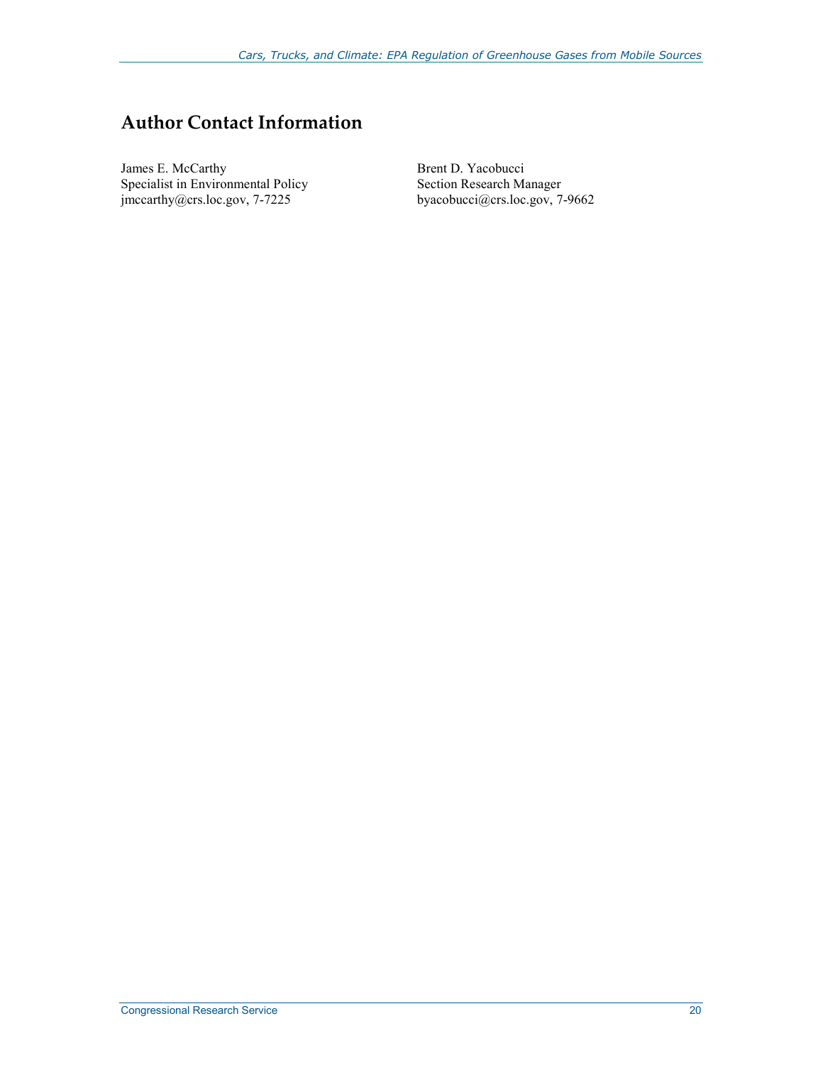## Author Contact Information

James E. McCarthy
Specialist in Environmental Policy
jmccarthy@crs.loc.gov, 7-7225

Brent D. Yacobucci
Section Research Manager
byacobucci@crs.loc.gov, 7-9662